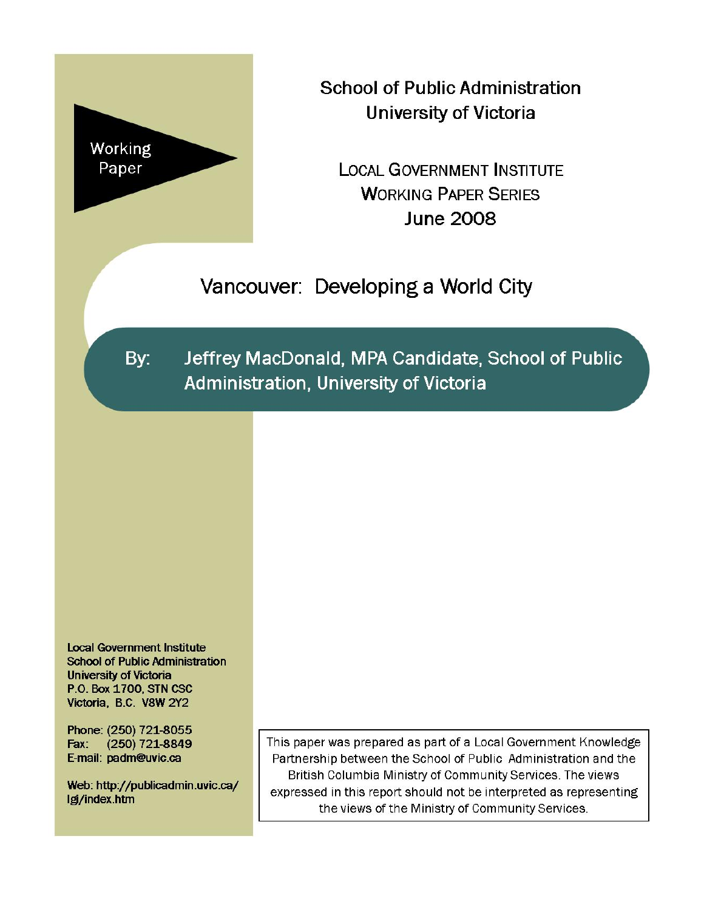Working Paper

School of Public Administration
University of Victoria

LOCAL GOVERNMENT INSTITUTE
WORKING PAPER SERIES
June 2008

# Vancouver: Developing a World City

By: Jeffrey MacDonald, MPA Candidate, School of Public Administration, University of Victoria

**Local Government Institute**
**School of Public Administration**
**University of Victoria**
**P.O. Box 1700, STN CSC**
**Victoria, B.C. V8W 2Y2**

**Phone: (250) 721-8055**
**Fax: (250) 721-8849**
**E-mail: padm@uvic.ca**

**Web: http://publicadmin.uvic.ca/lgi/index.htm**

This paper was prepared as part of a Local Government Knowledge Partnership between the School of Public Administration and the British Columbia Ministry of Community Services. The views expressed in this report should not be interpreted as representing the views of the Ministry of Community Services.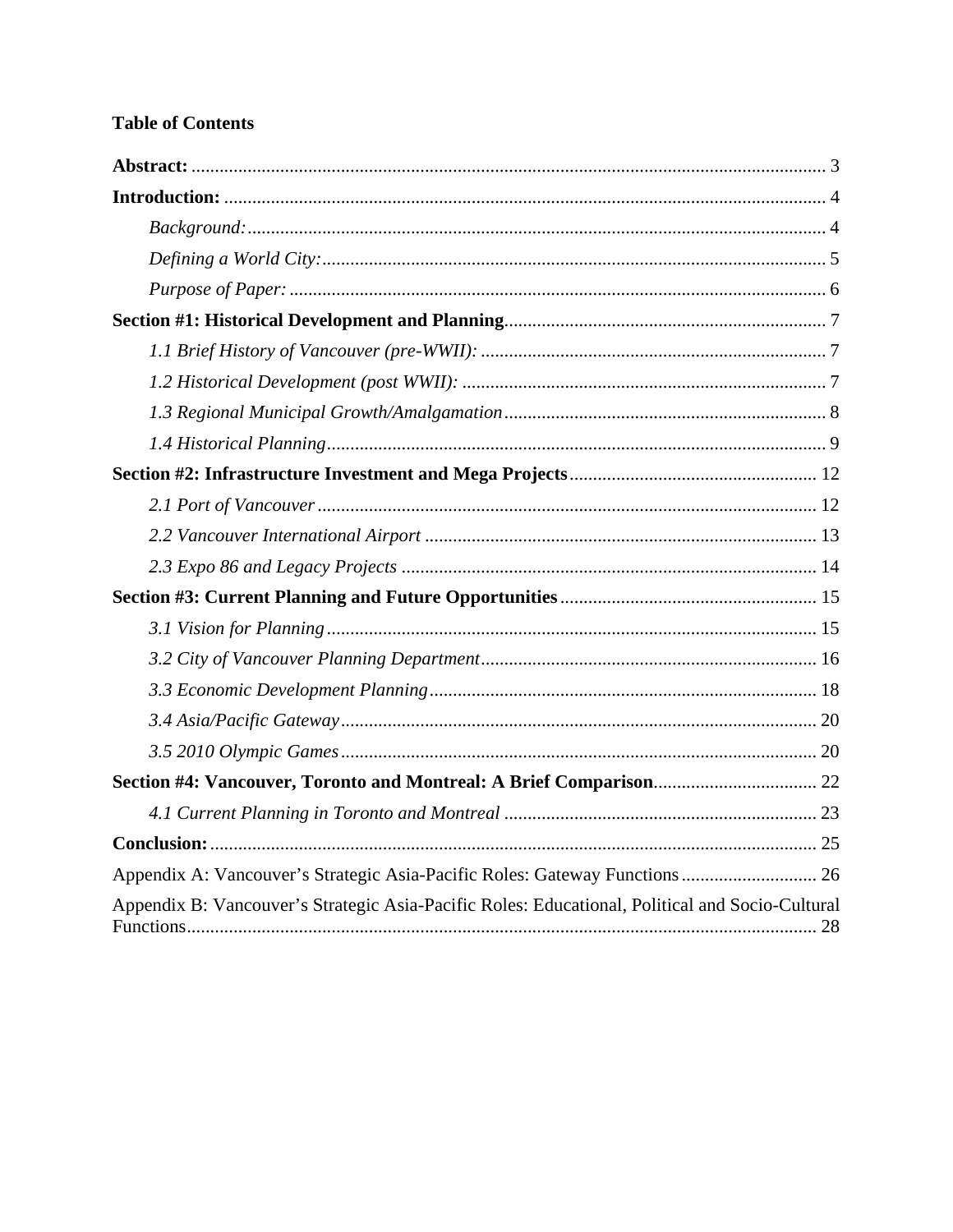**Table of Contents**

**Abstract:** ........................................................................................................................ 3

**Introduction:** ................................................................................................................. 4

*Background:* .......................................................................................................... 4

*Defining a World City:* .......................................................................................... 5

*Purpose of Paper:* .................................................................................................. 6

**Section #1: Historical Development and Planning** .................................................................... 7

*1.1 Brief History of Vancouver (pre-WWII):* ......................................................................... 7

*1.2 Historical Development (post WWII):* ............................................................................. 7

*1.3 Regional Municipal Growth/Amalgamation* .................................................................... 8

*1.4 Historical Planning* ........................................................................................................... 9

**Section #2: Infrastructure Investment and Mega Projects** ..................................................... 12

*2.1 Port of Vancouver* .......................................................................................................... 12

*2.2 Vancouver International Airport* .................................................................................... 13

*2.3 Expo 86 and Legacy Projects* ......................................................................................... 14

**Section #3: Current Planning and Future Opportunities** ....................................................... 15

*3.1 Vision for Planning* ........................................................................................................ 15

*3.2 City of Vancouver Planning Department* ....................................................................... 16

*3.3 Economic Development Planning* .................................................................................. 18

*3.4 Asia/Pacific Gateway* ..................................................................................................... 20

*3.5 2010 Olympic Games* ..................................................................................................... 20

**Section #4: Vancouver, Toronto and Montreal: A Brief Comparison** .................................. 22

*4.1 Current Planning in Toronto and Montreal* .................................................................. 23

**Conclusion:** ................................................................................................................... 25

Appendix A: Vancouver's Strategic Asia-Pacific Roles: Gateway Functions ............................ 26

Appendix B: Vancouver's Strategic Asia-Pacific Roles: Educational, Political and Socio-Cultural Functions ....................................................................................................................... 28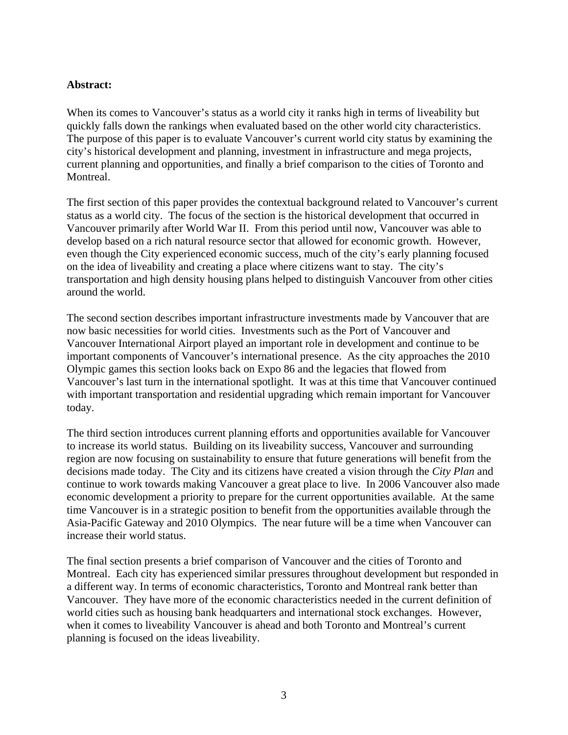**Abstract:**

When its comes to Vancouver's status as a world city it ranks high in terms of liveability but quickly falls down the rankings when evaluated based on the other world city characteristics. The purpose of this paper is to evaluate Vancouver's current world city status by examining the city's historical development and planning, investment in infrastructure and mega projects, current planning and opportunities, and finally a brief comparison to the cities of Toronto and Montreal.

The first section of this paper provides the contextual background related to Vancouver's current status as a world city. The focus of the section is the historical development that occurred in Vancouver primarily after World War II. From this period until now, Vancouver was able to develop based on a rich natural resource sector that allowed for economic growth. However, even though the City experienced economic success, much of the city's early planning focused on the idea of liveability and creating a place where citizens want to stay. The city's transportation and high density housing plans helped to distinguish Vancouver from other cities around the world.

The second section describes important infrastructure investments made by Vancouver that are now basic necessities for world cities. Investments such as the Port of Vancouver and Vancouver International Airport played an important role in development and continue to be important components of Vancouver's international presence. As the city approaches the 2010 Olympic games this section looks back on Expo 86 and the legacies that flowed from Vancouver's last turn in the international spotlight. It was at this time that Vancouver continued with important transportation and residential upgrading which remain important for Vancouver today.

The third section introduces current planning efforts and opportunities available for Vancouver to increase its world status. Building on its liveability success, Vancouver and surrounding region are now focusing on sustainability to ensure that future generations will benefit from the decisions made today. The City and its citizens have created a vision through the *City Plan* and continue to work towards making Vancouver a great place to live. In 2006 Vancouver also made economic development a priority to prepare for the current opportunities available. At the same time Vancouver is in a strategic position to benefit from the opportunities available through the Asia-Pacific Gateway and 2010 Olympics. The near future will be a time when Vancouver can increase their world status.

The final section presents a brief comparison of Vancouver and the cities of Toronto and Montreal. Each city has experienced similar pressures throughout development but responded in a different way. In terms of economic characteristics, Toronto and Montreal rank better than Vancouver. They have more of the economic characteristics needed in the current definition of world cities such as housing bank headquarters and international stock exchanges. However, when it comes to liveability Vancouver is ahead and both Toronto and Montreal's current planning is focused on the ideas liveability.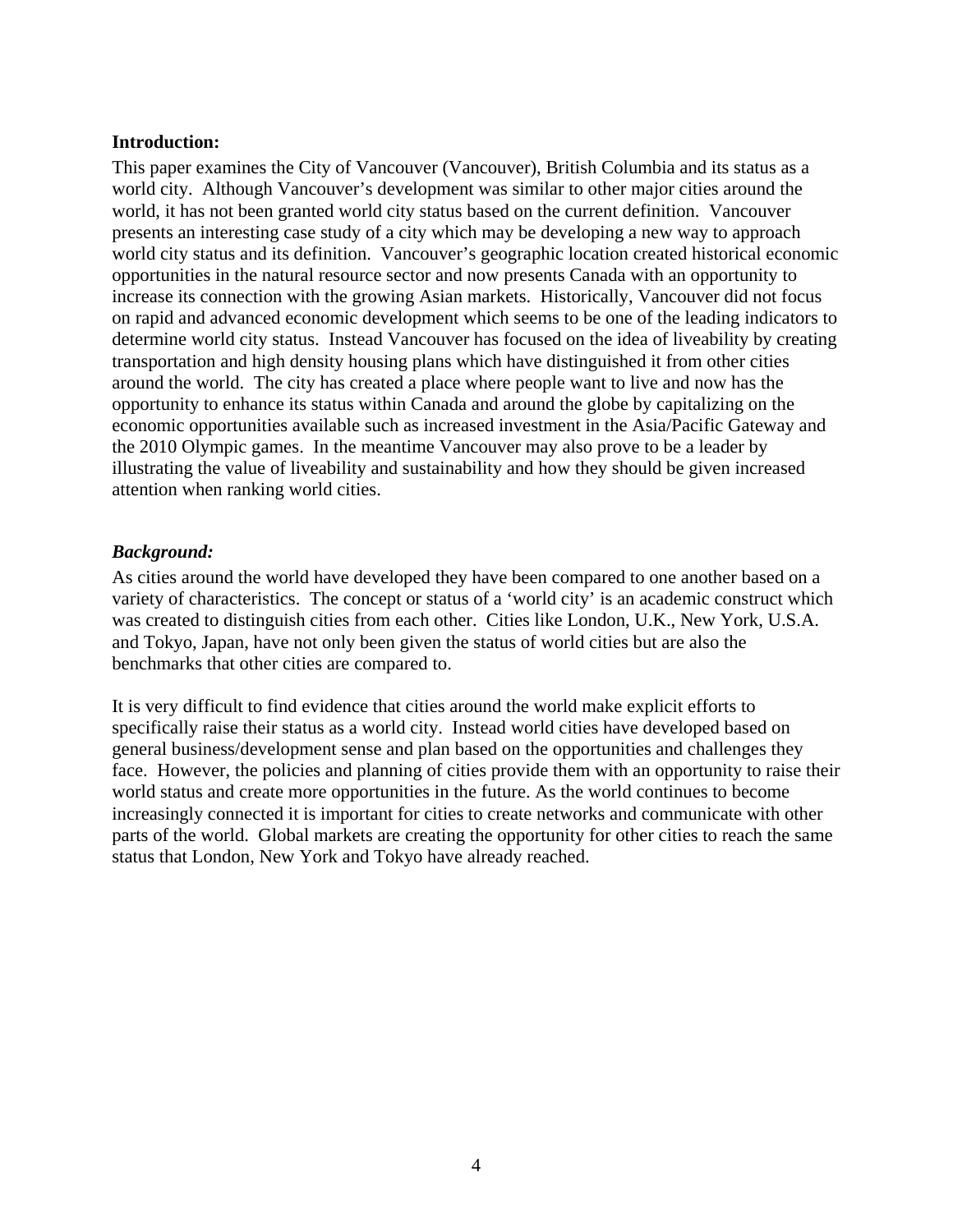**Introduction:**

This paper examines the City of Vancouver (Vancouver), British Columbia and its status as a world city. Although Vancouver's development was similar to other major cities around the world, it has not been granted world city status based on the current definition. Vancouver presents an interesting case study of a city which may be developing a new way to approach world city status and its definition. Vancouver's geographic location created historical economic opportunities in the natural resource sector and now presents Canada with an opportunity to increase its connection with the growing Asian markets. Historically, Vancouver did not focus on rapid and advanced economic development which seems to be one of the leading indicators to determine world city status. Instead Vancouver has focused on the idea of liveability by creating transportation and high density housing plans which have distinguished it from other cities around the world. The city has created a place where people want to live and now has the opportunity to enhance its status within Canada and around the globe by capitalizing on the economic opportunities available such as increased investment in the Asia/Pacific Gateway and the 2010 Olympic games. In the meantime Vancouver may also prove to be a leader by illustrating the value of liveability and sustainability and how they should be given increased attention when ranking world cities.

***Background:***

As cities around the world have developed they have been compared to one another based on a variety of characteristics. The concept or status of a 'world city' is an academic construct which was created to distinguish cities from each other. Cities like London, U.K., New York, U.S.A. and Tokyo, Japan, have not only been given the status of world cities but are also the benchmarks that other cities are compared to.

It is very difficult to find evidence that cities around the world make explicit efforts to specifically raise their status as a world city. Instead world cities have developed based on general business/development sense and plan based on the opportunities and challenges they face. However, the policies and planning of cities provide them with an opportunity to raise their world status and create more opportunities in the future. As the world continues to become increasingly connected it is important for cities to create networks and communicate with other parts of the world. Global markets are creating the opportunity for other cities to reach the same status that London, New York and Tokyo have already reached.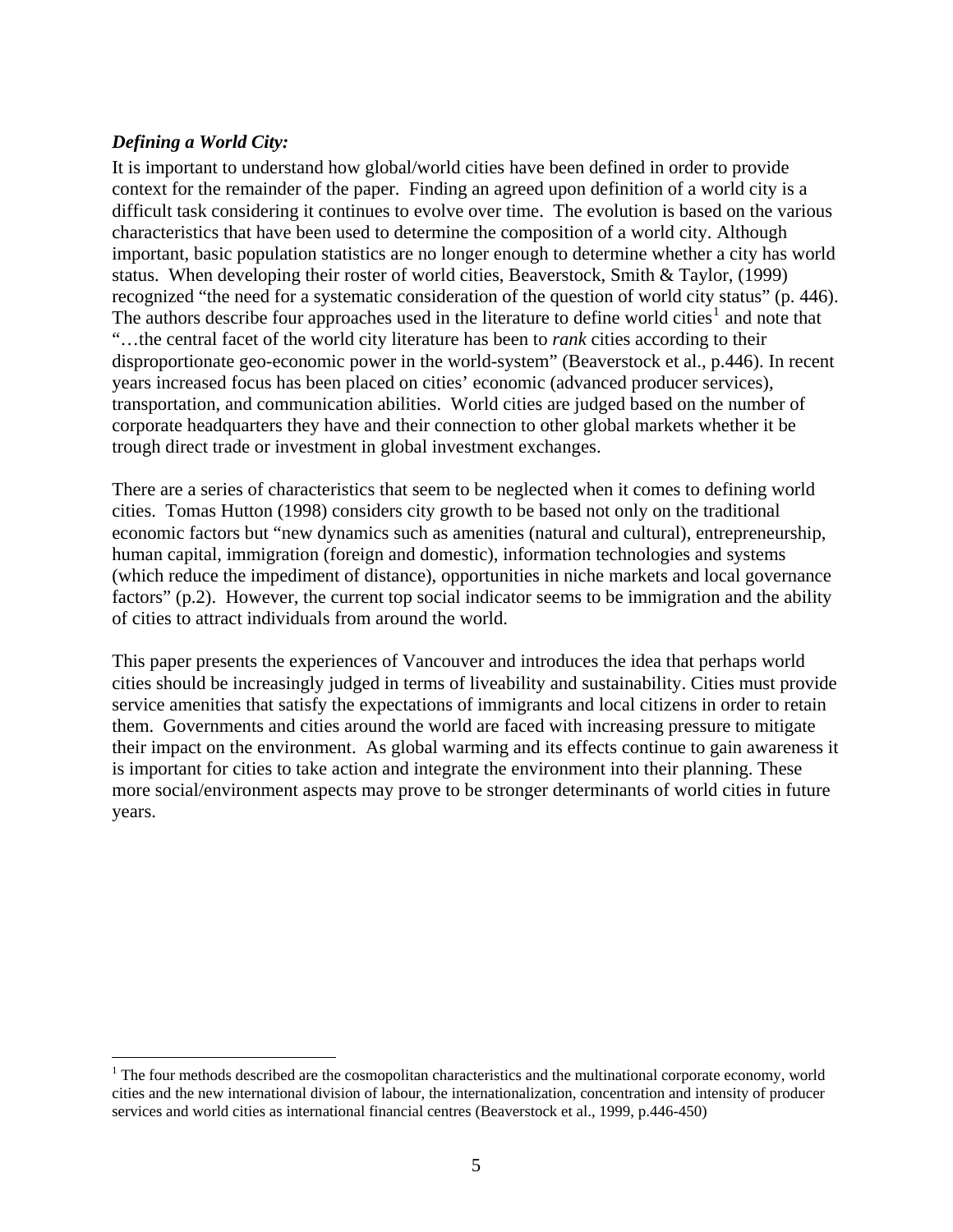***Defining a World City:***

It is important to understand how global/world cities have been defined in order to provide context for the remainder of the paper. Finding an agreed upon definition of a world city is a difficult task considering it continues to evolve over time. The evolution is based on the various characteristics that have been used to determine the composition of a world city. Although important, basic population statistics are no longer enough to determine whether a city has world status. When developing their roster of world cities, Beaverstock, Smith & Taylor, (1999) recognized "the need for a systematic consideration of the question of world city status" (p. 446). The authors describe four approaches used in the literature to define world cities[1] and note that "…the central facet of the world city literature has been to *rank* cities according to their disproportionate geo-economic power in the world-system" (Beaverstock et al., p.446). In recent years increased focus has been placed on cities' economic (advanced producer services), transportation, and communication abilities. World cities are judged based on the number of corporate headquarters they have and their connection to other global markets whether it be trough direct trade or investment in global investment exchanges.

There are a series of characteristics that seem to be neglected when it comes to defining world cities. Tomas Hutton (1998) considers city growth to be based not only on the traditional economic factors but "new dynamics such as amenities (natural and cultural), entrepreneurship, human capital, immigration (foreign and domestic), information technologies and systems (which reduce the impediment of distance), opportunities in niche markets and local governance factors" (p.2). However, the current top social indicator seems to be immigration and the ability of cities to attract individuals from around the world.

This paper presents the experiences of Vancouver and introduces the idea that perhaps world cities should be increasingly judged in terms of liveability and sustainability. Cities must provide service amenities that satisfy the expectations of immigrants and local citizens in order to retain them. Governments and cities around the world are faced with increasing pressure to mitigate their impact on the environment. As global warming and its effects continue to gain awareness it is important for cities to take action and integrate the environment into their planning. These more social/environment aspects may prove to be stronger determinants of world cities in future years.

[1] The four methods described are the cosmopolitan characteristics and the multinational corporate economy, world cities and the new international division of labour, the internationalization, concentration and intensity of producer services and world cities as international financial centres (Beaverstock et al., 1999, p.446-450)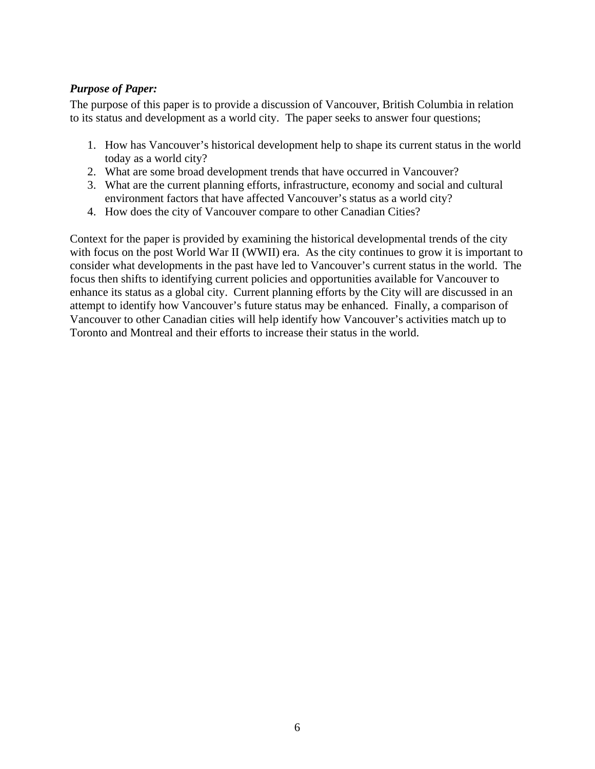***Purpose of Paper:***

The purpose of this paper is to provide a discussion of Vancouver, British Columbia in relation to its status and development as a world city. The paper seeks to answer four questions;

1. How has Vancouver's historical development help to shape its current status in the world today as a world city?
2. What are some broad development trends that have occurred in Vancouver?
3. What are the current planning efforts, infrastructure, economy and social and cultural environment factors that have affected Vancouver's status as a world city?
4. How does the city of Vancouver compare to other Canadian Cities?

Context for the paper is provided by examining the historical developmental trends of the city with focus on the post World War II (WWII) era. As the city continues to grow it is important to consider what developments in the past have led to Vancouver's current status in the world. The focus then shifts to identifying current policies and opportunities available for Vancouver to enhance its status as a global city. Current planning efforts by the City will are discussed in an attempt to identify how Vancouver's future status may be enhanced. Finally, a comparison of Vancouver to other Canadian cities will help identify how Vancouver's activities match up to Toronto and Montreal and their efforts to increase their status in the world.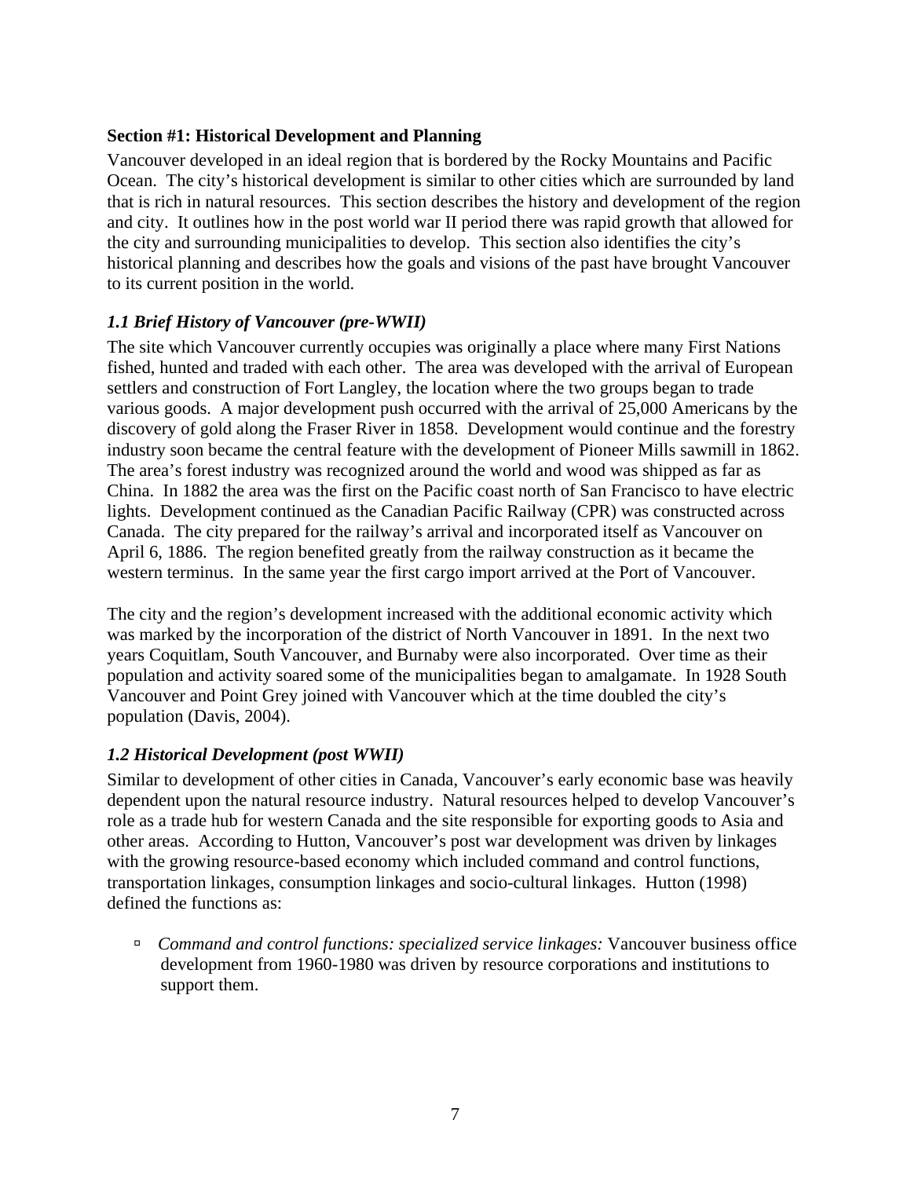## Section #1: Historical Development and Planning

Vancouver developed in an ideal region that is bordered by the Rocky Mountains and Pacific Ocean. The city's historical development is similar to other cities which are surrounded by land that is rich in natural resources. This section describes the history and development of the region and city. It outlines how in the post world war II period there was rapid growth that allowed for the city and surrounding municipalities to develop. This section also identifies the city's historical planning and describes how the goals and visions of the past have brought Vancouver to its current position in the world.

### *1.1 Brief History of Vancouver (pre-WWII)*

The site which Vancouver currently occupies was originally a place where many First Nations fished, hunted and traded with each other. The area was developed with the arrival of European settlers and construction of Fort Langley, the location where the two groups began to trade various goods. A major development push occurred with the arrival of 25,000 Americans by the discovery of gold along the Fraser River in 1858. Development would continue and the forestry industry soon became the central feature with the development of Pioneer Mills sawmill in 1862. The area's forest industry was recognized around the world and wood was shipped as far as China. In 1882 the area was the first on the Pacific coast north of San Francisco to have electric lights. Development continued as the Canadian Pacific Railway (CPR) was constructed across Canada. The city prepared for the railway's arrival and incorporated itself as Vancouver on April 6, 1886. The region benefited greatly from the railway construction as it became the western terminus. In the same year the first cargo import arrived at the Port of Vancouver.

The city and the region's development increased with the additional economic activity which was marked by the incorporation of the district of North Vancouver in 1891. In the next two years Coquitlam, South Vancouver, and Burnaby were also incorporated. Over time as their population and activity soared some of the municipalities began to amalgamate. In 1928 South Vancouver and Point Grey joined with Vancouver which at the time doubled the city's population (Davis, 2004).

### *1.2 Historical Development (post WWII)*

Similar to development of other cities in Canada, Vancouver's early economic base was heavily dependent upon the natural resource industry. Natural resources helped to develop Vancouver's role as a trade hub for western Canada and the site responsible for exporting goods to Asia and other areas. According to Hutton, Vancouver's post war development was driven by linkages with the growing resource-based economy which included command and control functions, transportation linkages, consumption linkages and socio-cultural linkages. Hutton (1998) defined the functions as:

- *Command and control functions: specialized service linkages:* Vancouver business office development from 1960-1980 was driven by resource corporations and institutions to support them.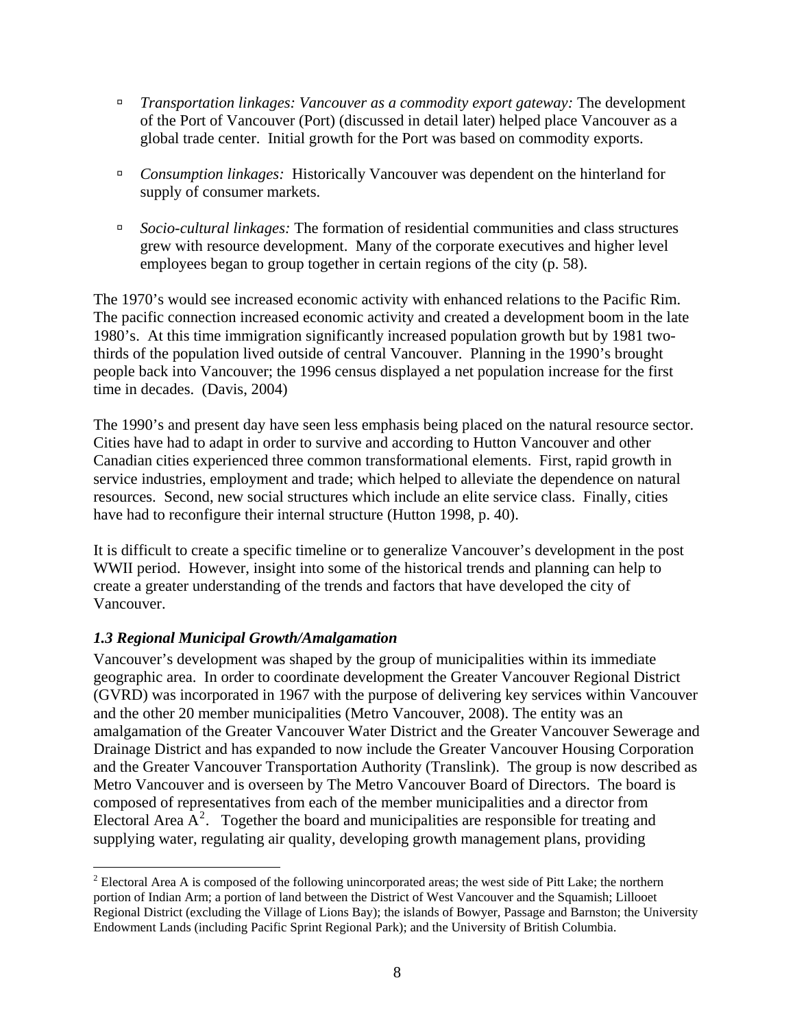- *Transportation linkages: Vancouver as a commodity export gateway:* The development of the Port of Vancouver (Port) (discussed in detail later) helped place Vancouver as a global trade center. Initial growth for the Port was based on commodity exports.

- *Consumption linkages:* Historically Vancouver was dependent on the hinterland for supply of consumer markets.

- *Socio-cultural linkages:* The formation of residential communities and class structures grew with resource development. Many of the corporate executives and higher level employees began to group together in certain regions of the city (p. 58).

The 1970's would see increased economic activity with enhanced relations to the Pacific Rim. The pacific connection increased economic activity and created a development boom in the late 1980's. At this time immigration significantly increased population growth but by 1981 two-thirds of the population lived outside of central Vancouver. Planning in the 1990's brought people back into Vancouver; the 1996 census displayed a net population increase for the first time in decades. (Davis, 2004)

The 1990's and present day have seen less emphasis being placed on the natural resource sector. Cities have had to adapt in order to survive and according to Hutton Vancouver and other Canadian cities experienced three common transformational elements. First, rapid growth in service industries, employment and trade; which helped to alleviate the dependence on natural resources. Second, new social structures which include an elite service class. Finally, cities have had to reconfigure their internal structure (Hutton 1998, p. 40).

It is difficult to create a specific timeline or to generalize Vancouver's development in the post WWII period. However, insight into some of the historical trends and planning can help to create a greater understanding of the trends and factors that have developed the city of Vancouver.

### *1.3 Regional Municipal Growth/Amalgamation*

Vancouver's development was shaped by the group of municipalities within its immediate geographic area. In order to coordinate development the Greater Vancouver Regional District (GVRD) was incorporated in 1967 with the purpose of delivering key services within Vancouver and the other 20 member municipalities (Metro Vancouver, 2008). The entity was an amalgamation of the Greater Vancouver Water District and the Greater Vancouver Sewerage and Drainage District and has expanded to now include the Greater Vancouver Housing Corporation and the Greater Vancouver Transportation Authority (Translink). The group is now described as Metro Vancouver and is overseen by The Metro Vancouver Board of Directors. The board is composed of representatives from each of the member municipalities and a director from Electoral Area A[2]. Together the board and municipalities are responsible for treating and supplying water, regulating air quality, developing growth management plans, providing

[2] Electoral Area A is composed of the following unincorporated areas; the west side of Pitt Lake; the northern portion of Indian Arm; a portion of land between the District of West Vancouver and the Squamish; Lillooet Regional District (excluding the Village of Lions Bay); the islands of Bowyer, Passage and Barnston; the University Endowment Lands (including Pacific Sprint Regional Park); and the University of British Columbia.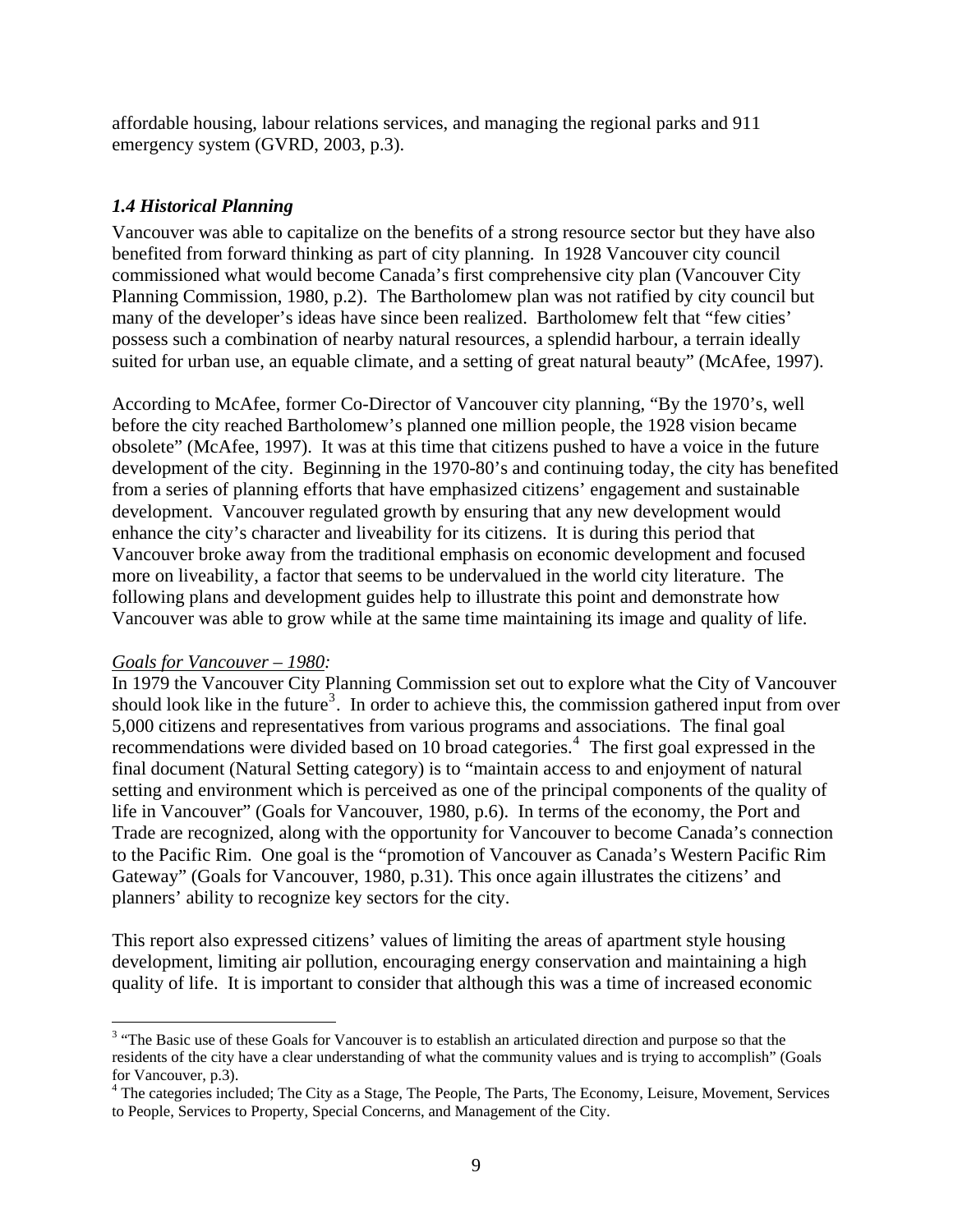affordable housing, labour relations services, and managing the regional parks and 911 emergency system (GVRD, 2003, p.3).

### *1.4 Historical Planning*

Vancouver was able to capitalize on the benefits of a strong resource sector but they have also benefited from forward thinking as part of city planning. In 1928 Vancouver city council commissioned what would become Canada's first comprehensive city plan (Vancouver City Planning Commission, 1980, p.2). The Bartholomew plan was not ratified by city council but many of the developer's ideas have since been realized. Bartholomew felt that "few cities' possess such a combination of nearby natural resources, a splendid harbour, a terrain ideally suited for urban use, an equable climate, and a setting of great natural beauty" (McAfee, 1997).

According to McAfee, former Co-Director of Vancouver city planning, "By the 1970's, well before the city reached Bartholomew's planned one million people, the 1928 vision became obsolete" (McAfee, 1997). It was at this time that citizens pushed to have a voice in the future development of the city. Beginning in the 1970-80's and continuing today, the city has benefited from a series of planning efforts that have emphasized citizens' engagement and sustainable development. Vancouver regulated growth by ensuring that any new development would enhance the city's character and liveability for its citizens. It is during this period that Vancouver broke away from the traditional emphasis on economic development and focused more on liveability, a factor that seems to be undervalued in the world city literature. The following plans and development guides help to illustrate this point and demonstrate how Vancouver was able to grow while at the same time maintaining its image and quality of life.

*Goals for Vancouver – 1980:*

In 1979 the Vancouver City Planning Commission set out to explore what the City of Vancouver should look like in the future[3]. In order to achieve this, the commission gathered input from over 5,000 citizens and representatives from various programs and associations. The final goal recommendations were divided based on 10 broad categories.[4] The first goal expressed in the final document (Natural Setting category) is to "maintain access to and enjoyment of natural setting and environment which is perceived as one of the principal components of the quality of life in Vancouver" (Goals for Vancouver, 1980, p.6). In terms of the economy, the Port and Trade are recognized, along with the opportunity for Vancouver to become Canada's connection to the Pacific Rim. One goal is the "promotion of Vancouver as Canada's Western Pacific Rim Gateway" (Goals for Vancouver, 1980, p.31). This once again illustrates the citizens' and planners' ability to recognize key sectors for the city.

This report also expressed citizens' values of limiting the areas of apartment style housing development, limiting air pollution, encouraging energy conservation and maintaining a high quality of life. It is important to consider that although this was a time of increased economic

---

[3] "The Basic use of these Goals for Vancouver is to establish an articulated direction and purpose so that the residents of the city have a clear understanding of what the community values and is trying to accomplish" (Goals for Vancouver, p.3).

[4] The categories included; The City as a Stage, The People, The Parts, The Economy, Leisure, Movement, Services to People, Services to Property, Special Concerns, and Management of the City.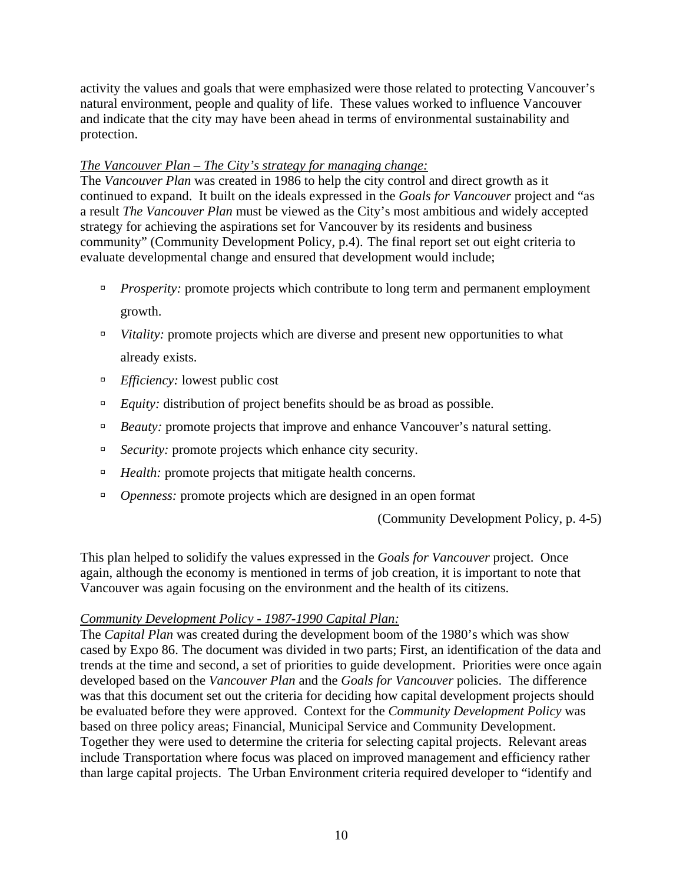activity the values and goals that were emphasized were those related to protecting Vancouver's natural environment, people and quality of life. These values worked to influence Vancouver and indicate that the city may have been ahead in terms of environmental sustainability and protection.

*The Vancouver Plan – The City's strategy for managing change:*

The *Vancouver Plan* was created in 1986 to help the city control and direct growth as it continued to expand. It built on the ideals expressed in the *Goals for Vancouver* project and "as a result *The Vancouver Plan* must be viewed as the City's most ambitious and widely accepted strategy for achieving the aspirations set for Vancouver by its residents and business community" (Community Development Policy, p.4). The final report set out eight criteria to evaluate developmental change and ensured that development would include;

- *Prosperity:* promote projects which contribute to long term and permanent employment growth.
- *Vitality:* promote projects which are diverse and present new opportunities to what already exists.
- *Efficiency:* lowest public cost
- *Equity:* distribution of project benefits should be as broad as possible.
- *Beauty:* promote projects that improve and enhance Vancouver's natural setting.
- *Security:* promote projects which enhance city security.
- *Health:* promote projects that mitigate health concerns.
- *Openness:* promote projects which are designed in an open format

(Community Development Policy, p. 4-5)

This plan helped to solidify the values expressed in the *Goals for Vancouver* project. Once again, although the economy is mentioned in terms of job creation, it is important to note that Vancouver was again focusing on the environment and the health of its citizens.

*Community Development Policy - 1987-1990 Capital Plan:*

The *Capital Plan* was created during the development boom of the 1980's which was show cased by Expo 86. The document was divided in two parts; First, an identification of the data and trends at the time and second, a set of priorities to guide development. Priorities were once again developed based on the *Vancouver Plan* and the *Goals for Vancouver* policies. The difference was that this document set out the criteria for deciding how capital development projects should be evaluated before they were approved. Context for the *Community Development Policy* was based on three policy areas; Financial, Municipal Service and Community Development. Together they were used to determine the criteria for selecting capital projects. Relevant areas include Transportation where focus was placed on improved management and efficiency rather than large capital projects. The Urban Environment criteria required developer to "identify and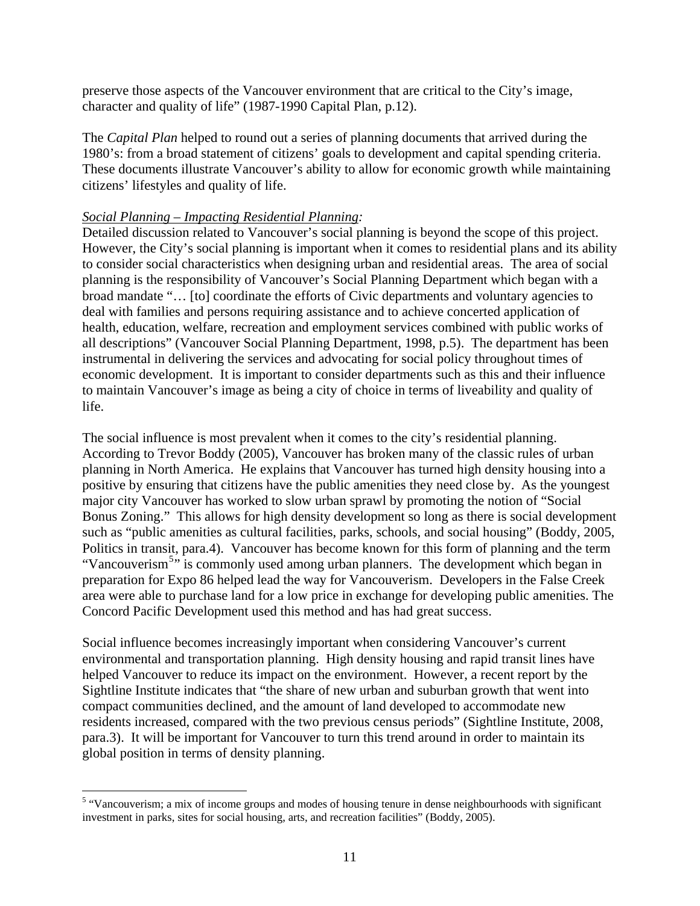preserve those aspects of the Vancouver environment that are critical to the City's image, character and quality of life" (1987-1990 Capital Plan, p.12).

The *Capital Plan* helped to round out a series of planning documents that arrived during the 1980's: from a broad statement of citizens' goals to development and capital spending criteria. These documents illustrate Vancouver's ability to allow for economic growth while maintaining citizens' lifestyles and quality of life.

*Social Planning – Impacting Residential Planning:*

Detailed discussion related to Vancouver's social planning is beyond the scope of this project. However, the City's social planning is important when it comes to residential plans and its ability to consider social characteristics when designing urban and residential areas. The area of social planning is the responsibility of Vancouver's Social Planning Department which began with a broad mandate "… [to] coordinate the efforts of Civic departments and voluntary agencies to deal with families and persons requiring assistance and to achieve concerted application of health, education, welfare, recreation and employment services combined with public works of all descriptions" (Vancouver Social Planning Department, 1998, p.5). The department has been instrumental in delivering the services and advocating for social policy throughout times of economic development. It is important to consider departments such as this and their influence to maintain Vancouver's image as being a city of choice in terms of liveability and quality of life.

The social influence is most prevalent when it comes to the city's residential planning. According to Trevor Boddy (2005), Vancouver has broken many of the classic rules of urban planning in North America. He explains that Vancouver has turned high density housing into a positive by ensuring that citizens have the public amenities they need close by. As the youngest major city Vancouver has worked to slow urban sprawl by promoting the notion of "Social Bonus Zoning." This allows for high density development so long as there is social development such as "public amenities as cultural facilities, parks, schools, and social housing" (Boddy, 2005, Politics in transit, para.4). Vancouver has become known for this form of planning and the term "Vancouverism[5]" is commonly used among urban planners. The development which began in preparation for Expo 86 helped lead the way for Vancouverism. Developers in the False Creek area were able to purchase land for a low price in exchange for developing public amenities. The Concord Pacific Development used this method and has had great success.

Social influence becomes increasingly important when considering Vancouver's current environmental and transportation planning. High density housing and rapid transit lines have helped Vancouver to reduce its impact on the environment. However, a recent report by the Sightline Institute indicates that "the share of new urban and suburban growth that went into compact communities declined, and the amount of land developed to accommodate new residents increased, compared with the two previous census periods" (Sightline Institute, 2008, para.3). It will be important for Vancouver to turn this trend around in order to maintain its global position in terms of density planning.

---

[5] "Vancouverism; a mix of income groups and modes of housing tenure in dense neighbourhoods with significant investment in parks, sites for social housing, arts, and recreation facilities" (Boddy, 2005).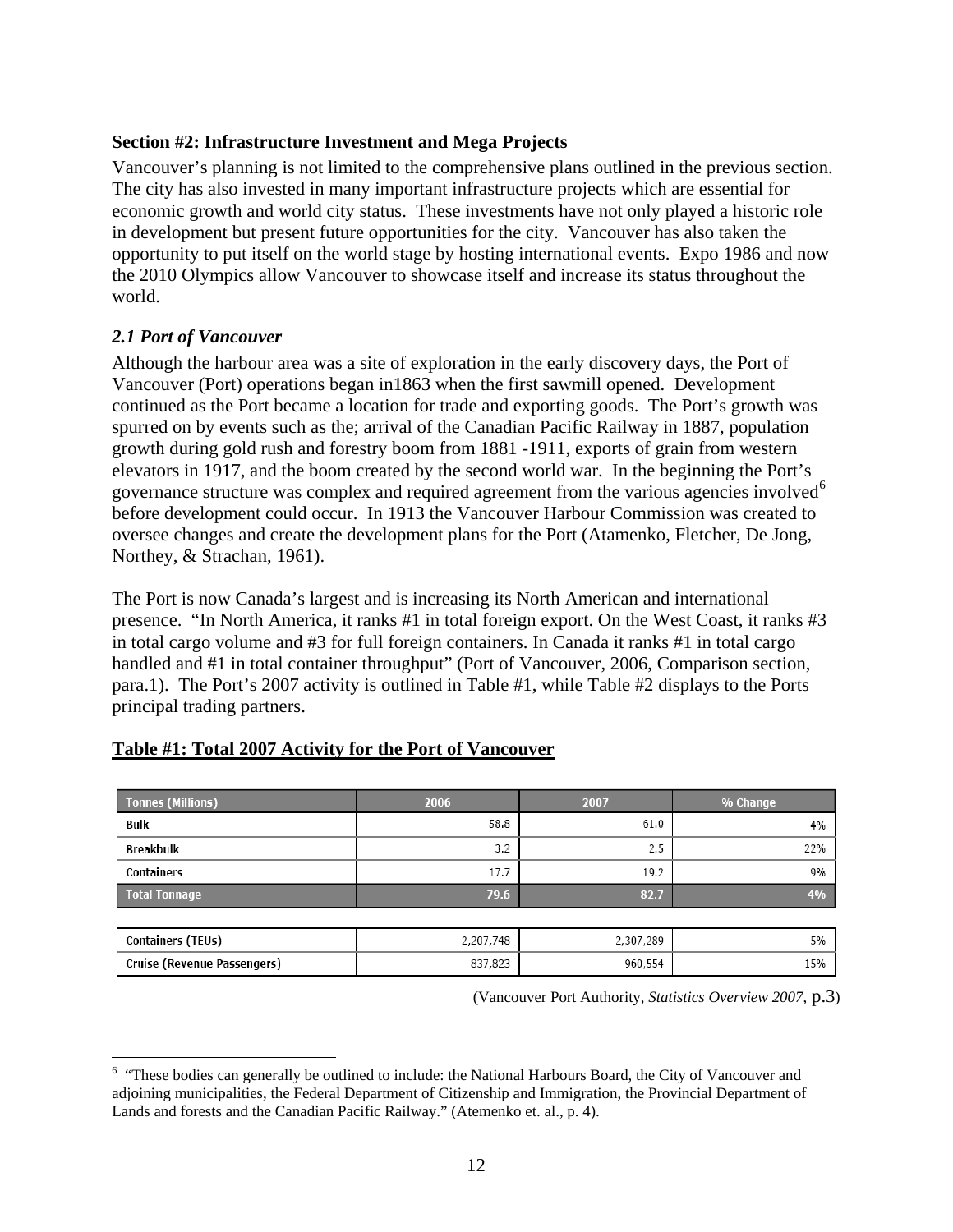## Section #2: Infrastructure Investment and Mega Projects

Vancouver's planning is not limited to the comprehensive plans outlined in the previous section. The city has also invested in many important infrastructure projects which are essential for economic growth and world city status. These investments have not only played a historic role in development but present future opportunities for the city. Vancouver has also taken the opportunity to put itself on the world stage by hosting international events. Expo 1986 and now the 2010 Olympics allow Vancouver to showcase itself and increase its status throughout the world.

### *2.1 Port of Vancouver*

Although the harbour area was a site of exploration in the early discovery days, the Port of Vancouver (Port) operations began in1863 when the first sawmill opened. Development continued as the Port became a location for trade and exporting goods. The Port's growth was spurred on by events such as the; arrival of the Canadian Pacific Railway in 1887, population growth during gold rush and forestry boom from 1881 -1911, exports of grain from western elevators in 1917, and the boom created by the second world war. In the beginning the Port's governance structure was complex and required agreement from the various agencies involved[6] before development could occur. In 1913 the Vancouver Harbour Commission was created to oversee changes and create the development plans for the Port (Atamenko, Fletcher, De Jong, Northey, & Strachan, 1961).

The Port is now Canada's largest and is increasing its North American and international presence. "In North America, it ranks #1 in total foreign export. On the West Coast, it ranks #3 in total cargo volume and #3 for full foreign containers. In Canada it ranks #1 in total cargo handled and #1 in total container throughput" (Port of Vancouver, 2006, Comparison section, para.1). The Port's 2007 activity is outlined in Table #1, while Table #2 displays to the Ports principal trading partners.

**Table #1: Total 2007 Activity for the Port of Vancouver**

| Tonnes (Millions) | 2006 | 2007 | % Change |
|---|---|---|---|
| Bulk | 58.8 | 61.0 | 4% |
| Breakbulk | 3.2 | 2.5 | -22% |
| Containers | 17.7 | 19.2 | 9% |
| **Total Tonnage** | **79.6** | **82.7** | **4%** |
| | | | |
| Containers (TEUs) | 2,207,748 | 2,307,289 | 5% |
| Cruise (Revenue Passengers) | 837,823 | 960,554 | 15% |

(Vancouver Port Authority, *Statistics Overview 2007,* p.3)

[6] "These bodies can generally be outlined to include: the National Harbours Board, the City of Vancouver and adjoining municipalities, the Federal Department of Citizenship and Immigration, the Provincial Department of Lands and forests and the Canadian Pacific Railway." (Atemenko et. al., p. 4).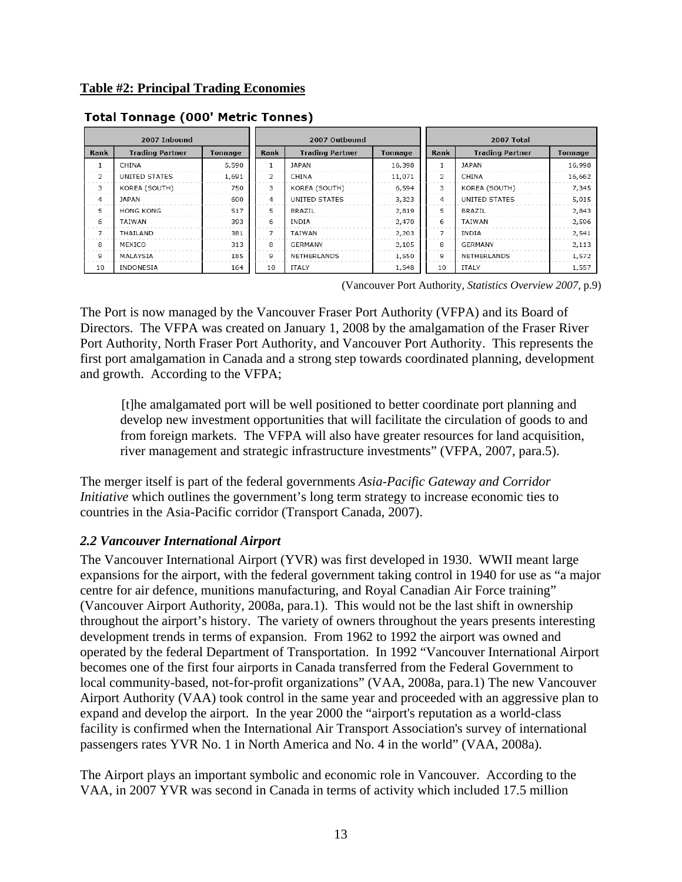**Table #2: Principal Trading Economies**

**Total Tonnage (000' Metric Tonnes)**

| 2007 Inbound | | | 2007 Outbound | | | 2007 Total | | |
|---|---|---|---|---|---|---|---|---|
| Rank | Trading Partner | Tonnage | Rank | Trading Partner | Tonnage | Rank | Trading Partner | Tonnage |
| 1 | CHINA | 5,590 | 1 | JAPAN | 16,398 | 1 | JAPAN | 16,998 |
| 2 | UNITED STATES | 1,691 | 2 | CHINA | 11,071 | 2 | CHINA | 16,662 |
| 3 | KOREA (SOUTH) | 750 | 3 | KOREA (SOUTH) | 6,594 | 3 | KOREA (SOUTH) | 7,345 |
| 4 | JAPAN | 600 | 4 | UNITED STATES | 3,323 | 4 | UNITED STATES | 5,015 |
| 5 | HONG KONG | 517 | 5 | BRAZIL | 2,819 | 5 | BRAZIL | 2,843 |
| 6 | TAIWAN | 393 | 6 | INDIA | 2,470 | 6 | TAIWAN | 2,596 |
| 7 | THAILAND | 381 | 7 | TAIWAN | 2,203 | 7 | INDIA | 2,541 |
| 8 | MEXICO | 313 | 8 | GERMANY | 2,105 | 8 | GERMANY | 2,113 |
| 9 | MALAYSIA | 185 | 9 | NETHERLANDS | 1,550 | 9 | NETHERLANDS | 1,572 |
| 10 | INDONESIA | 164 | 10 | ITALY | 1,548 | 10 | ITALY | 1,557 |

(Vancouver Port Authority, *Statistics Overview 2007*, p.9)

The Port is now managed by the Vancouver Fraser Port Authority (VFPA) and its Board of Directors. The VFPA was created on January 1, 2008 by the amalgamation of the Fraser River Port Authority, North Fraser Port Authority, and Vancouver Port Authority. This represents the first port amalgamation in Canada and a strong step towards coordinated planning, development and growth. According to the VFPA;

> [t]he amalgamated port will be well positioned to better coordinate port planning and develop new investment opportunities that will facilitate the circulation of goods to and from foreign markets. The VFPA will also have greater resources for land acquisition, river management and strategic infrastructure investments" (VFPA, 2007, para.5).

The merger itself is part of the federal governments *Asia-Pacific Gateway and Corridor Initiative* which outlines the government's long term strategy to increase economic ties to countries in the Asia-Pacific corridor (Transport Canada, 2007).

### *2.2 Vancouver International Airport*

The Vancouver International Airport (YVR) was first developed in 1930. WWII meant large expansions for the airport, with the federal government taking control in 1940 for use as "a major centre for air defence, munitions manufacturing, and Royal Canadian Air Force training" (Vancouver Airport Authority, 2008a, para.1). This would not be the last shift in ownership throughout the airport's history. The variety of owners throughout the years presents interesting development trends in terms of expansion. From 1962 to 1992 the airport was owned and operated by the federal Department of Transportation. In 1992 "Vancouver International Airport becomes one of the first four airports in Canada transferred from the Federal Government to local community-based, not-for-profit organizations" (VAA, 2008a, para.1) The new Vancouver Airport Authority (VAA) took control in the same year and proceeded with an aggressive plan to expand and develop the airport. In the year 2000 the "airport's reputation as a world-class facility is confirmed when the International Air Transport Association's survey of international passengers rates YVR No. 1 in North America and No. 4 in the world" (VAA, 2008a).

The Airport plays an important symbolic and economic role in Vancouver. According to the VAA, in 2007 YVR was second in Canada in terms of activity which included 17.5 million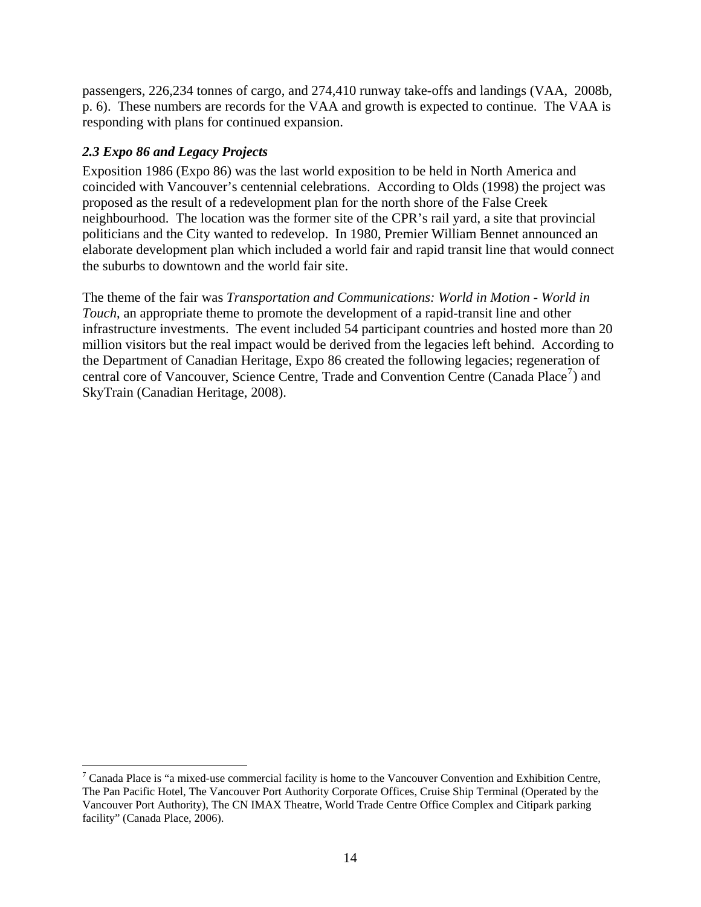passengers, 226,234 tonnes of cargo, and 274,410 runway take-offs and landings (VAA, 2008b, p. 6). These numbers are records for the VAA and growth is expected to continue. The VAA is responding with plans for continued expansion.

### *2.3 Expo 86 and Legacy Projects*

Exposition 1986 (Expo 86) was the last world exposition to be held in North America and coincided with Vancouver's centennial celebrations. According to Olds (1998) the project was proposed as the result of a redevelopment plan for the north shore of the False Creek neighbourhood. The location was the former site of the CPR's rail yard, a site that provincial politicians and the City wanted to redevelop. In 1980, Premier William Bennet announced an elaborate development plan which included a world fair and rapid transit line that would connect the suburbs to downtown and the world fair site.

The theme of the fair was *Transportation and Communications: World in Motion - World in Touch*, an appropriate theme to promote the development of a rapid-transit line and other infrastructure investments. The event included 54 participant countries and hosted more than 20 million visitors but the real impact would be derived from the legacies left behind. According to the Department of Canadian Heritage, Expo 86 created the following legacies; regeneration of central core of Vancouver, Science Centre, Trade and Convention Centre (Canada Place[7]) and SkyTrain (Canadian Heritage, 2008).

---

[7] Canada Place is "a mixed-use commercial facility is home to the Vancouver Convention and Exhibition Centre, The Pan Pacific Hotel, The Vancouver Port Authority Corporate Offices, Cruise Ship Terminal (Operated by the Vancouver Port Authority), The CN IMAX Theatre, World Trade Centre Office Complex and Citipark parking facility" (Canada Place, 2006).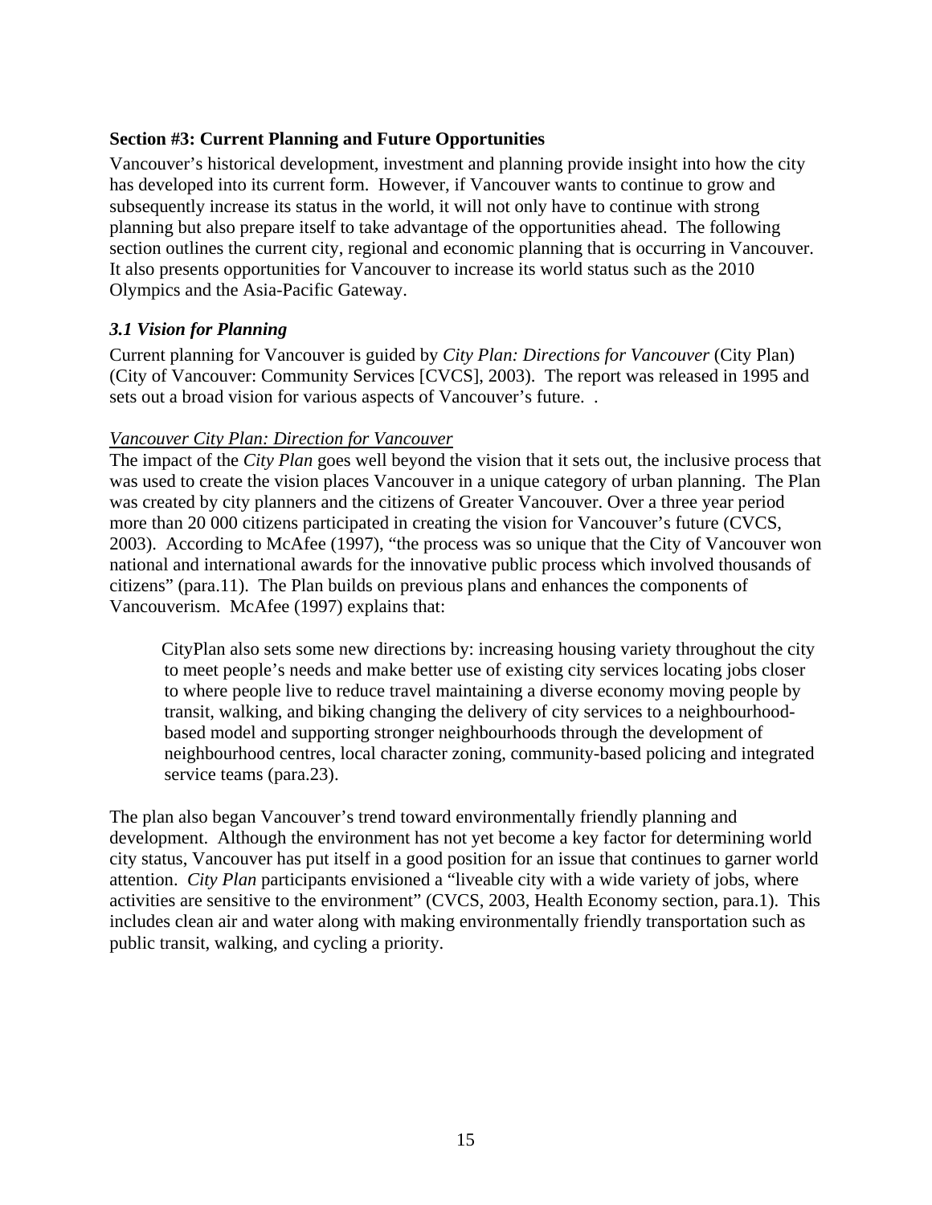## Section #3: Current Planning and Future Opportunities

Vancouver's historical development, investment and planning provide insight into how the city has developed into its current form. However, if Vancouver wants to continue to grow and subsequently increase its status in the world, it will not only have to continue with strong planning but also prepare itself to take advantage of the opportunities ahead. The following section outlines the current city, regional and economic planning that is occurring in Vancouver. It also presents opportunities for Vancouver to increase its world status such as the 2010 Olympics and the Asia-Pacific Gateway.

### *3.1 Vision for Planning*

Current planning for Vancouver is guided by *City Plan: Directions for Vancouver* (City Plan) (City of Vancouver: Community Services [CVCS], 2003). The report was released in 1995 and sets out a broad vision for various aspects of Vancouver's future. .

<u>*Vancouver City Plan: Direction for Vancouver*</u>

The impact of the *City Plan* goes well beyond the vision that it sets out, the inclusive process that was used to create the vision places Vancouver in a unique category of urban planning. The Plan was created by city planners and the citizens of Greater Vancouver. Over a three year period more than 20 000 citizens participated in creating the vision for Vancouver's future (CVCS, 2003). According to McAfee (1997), "the process was so unique that the City of Vancouver won national and international awards for the innovative public process which involved thousands of citizens" (para.11). The Plan builds on previous plans and enhances the components of Vancouverism. McAfee (1997) explains that:

> CityPlan also sets some new directions by: increasing housing variety throughout the city to meet people's needs and make better use of existing city services locating jobs closer to where people live to reduce travel maintaining a diverse economy moving people by transit, walking, and biking changing the delivery of city services to a neighbourhood-based model and supporting stronger neighbourhoods through the development of neighbourhood centres, local character zoning, community-based policing and integrated service teams (para.23).

The plan also began Vancouver's trend toward environmentally friendly planning and development. Although the environment has not yet become a key factor for determining world city status, Vancouver has put itself in a good position for an issue that continues to garner world attention. *City Plan* participants envisioned a "liveable city with a wide variety of jobs, where activities are sensitive to the environment" (CVCS, 2003, Health Economy section, para.1). This includes clean air and water along with making environmentally friendly transportation such as public transit, walking, and cycling a priority.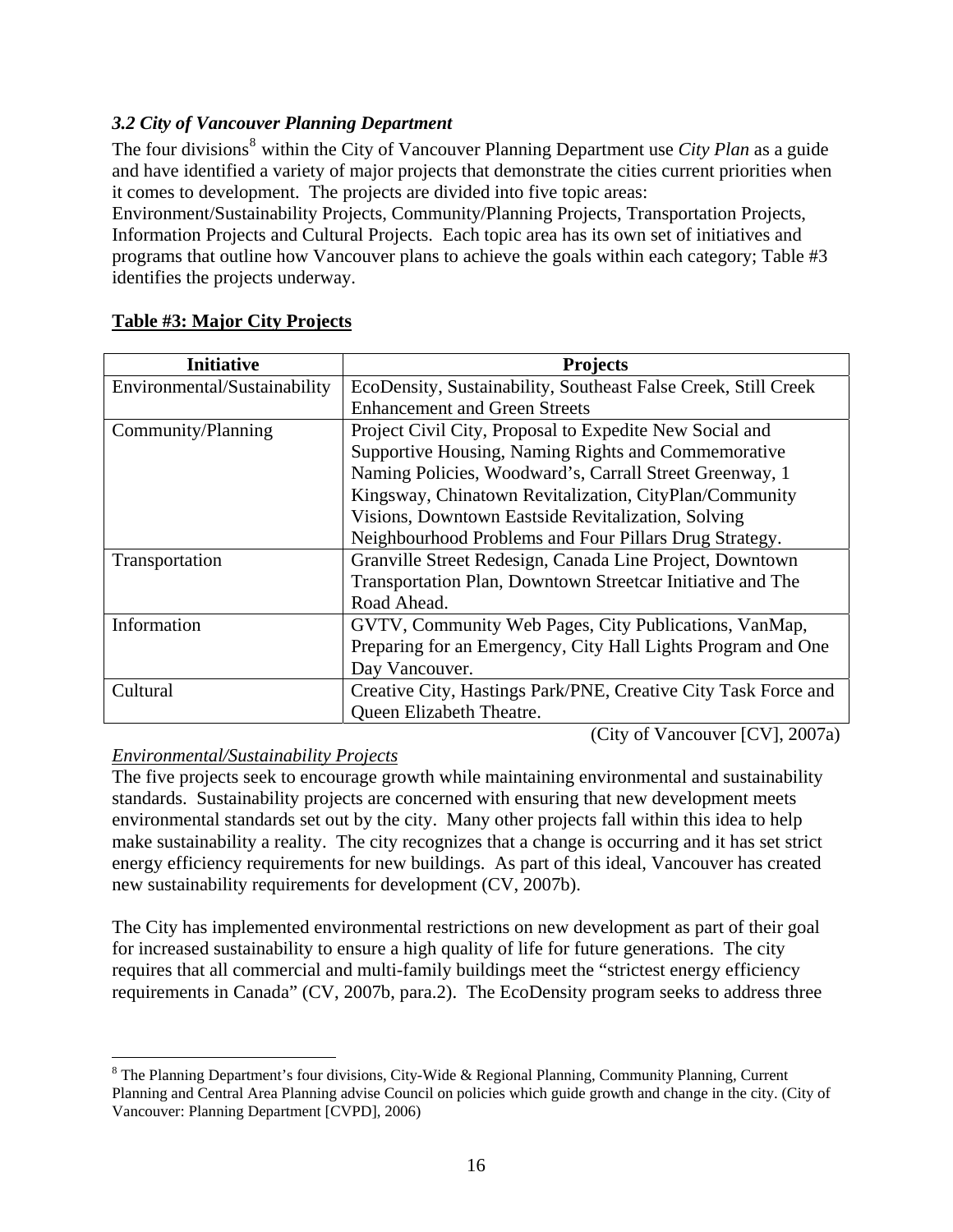### *3.2 City of Vancouver Planning Department*

The four divisions[8] within the City of Vancouver Planning Department use *City Plan* as a guide and have identified a variety of major projects that demonstrate the cities current priorities when it comes to development. The projects are divided into five topic areas: Environment/Sustainability Projects, Community/Planning Projects, Transportation Projects, Information Projects and Cultural Projects. Each topic area has its own set of initiatives and programs that outline how Vancouver plans to achieve the goals within each category; Table #3 identifies the projects underway.

**Table #3: Major City Projects**

| Initiative | Projects |
|---|---|
| Environmental/Sustainability | EcoDensity, Sustainability, Southeast False Creek, Still Creek Enhancement and Green Streets |
| Community/Planning | Project Civil City, Proposal to Expedite New Social and Supportive Housing, Naming Rights and Commemorative Naming Policies, Woodward's, Carrall Street Greenway, 1 Kingsway, Chinatown Revitalization, CityPlan/Community Visions, Downtown Eastside Revitalization, Solving Neighbourhood Problems and Four Pillars Drug Strategy. |
| Transportation | Granville Street Redesign, Canada Line Project, Downtown Transportation Plan, Downtown Streetcar Initiative and The Road Ahead. |
| Information | GVTV, Community Web Pages, City Publications, VanMap, Preparing for an Emergency, City Hall Lights Program and One Day Vancouver. |
| Cultural | Creative City, Hastings Park/PNE, Creative City Task Force and Queen Elizabeth Theatre. |

(City of Vancouver [CV], 2007a)

*Environmental/Sustainability Projects*

The five projects seek to encourage growth while maintaining environmental and sustainability standards. Sustainability projects are concerned with ensuring that new development meets environmental standards set out by the city. Many other projects fall within this idea to help make sustainability a reality. The city recognizes that a change is occurring and it has set strict energy efficiency requirements for new buildings. As part of this ideal, Vancouver has created new sustainability requirements for development (CV, 2007b).

The City has implemented environmental restrictions on new development as part of their goal for increased sustainability to ensure a high quality of life for future generations. The city requires that all commercial and multi-family buildings meet the "strictest energy efficiency requirements in Canada" (CV, 2007b, para.2). The EcoDensity program seeks to address three

[8] The Planning Department's four divisions, City-Wide & Regional Planning, Community Planning, Current Planning and Central Area Planning advise Council on policies which guide growth and change in the city. (City of Vancouver: Planning Department [CVPD], 2006)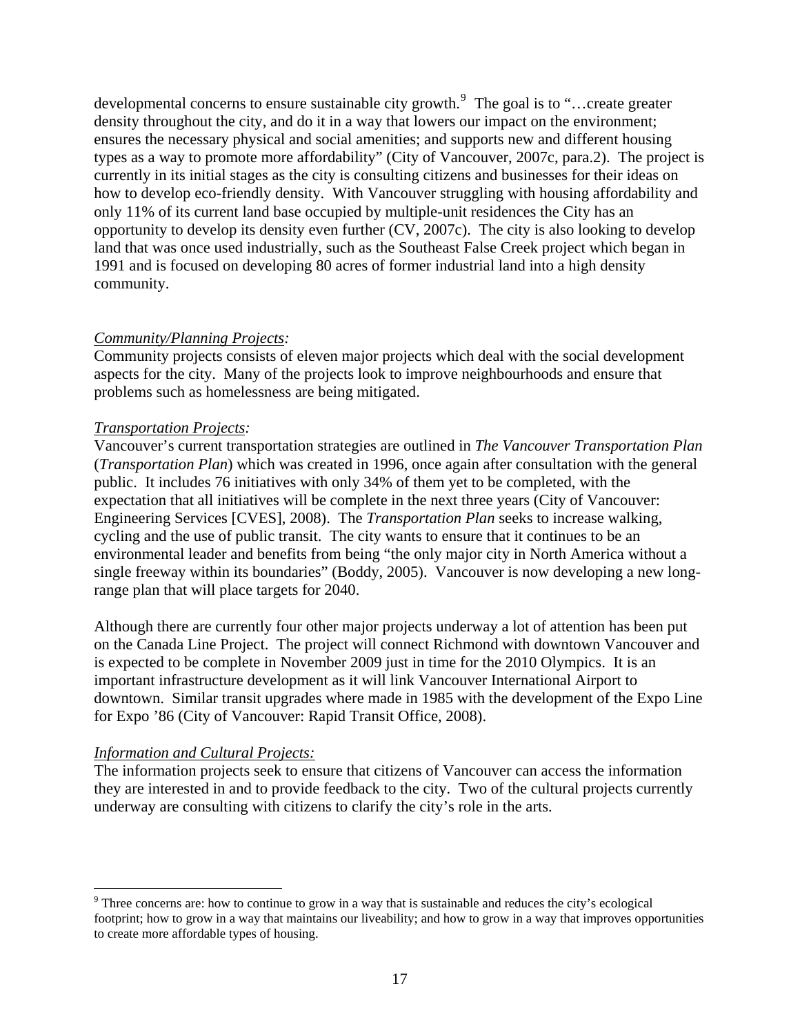developmental concerns to ensure sustainable city growth.[9] The goal is to "…create greater density throughout the city, and do it in a way that lowers our impact on the environment; ensures the necessary physical and social amenities; and supports new and different housing types as a way to promote more affordability" (City of Vancouver, 2007c, para.2). The project is currently in its initial stages as the city is consulting citizens and businesses for their ideas on how to develop eco-friendly density. With Vancouver struggling with housing affordability and only 11% of its current land base occupied by multiple-unit residences the City has an opportunity to develop its density even further (CV, 2007c). The city is also looking to develop land that was once used industrially, such as the Southeast False Creek project which began in 1991 and is focused on developing 80 acres of former industrial land into a high density community.

*Community/Planning Projects:*
Community projects consists of eleven major projects which deal with the social development aspects for the city. Many of the projects look to improve neighbourhoods and ensure that problems such as homelessness are being mitigated.

*Transportation Projects:*
Vancouver's current transportation strategies are outlined in *The Vancouver Transportation Plan* (*Transportation Plan*) which was created in 1996, once again after consultation with the general public. It includes 76 initiatives with only 34% of them yet to be completed, with the expectation that all initiatives will be complete in the next three years (City of Vancouver: Engineering Services [CVES], 2008). The *Transportation Plan* seeks to increase walking, cycling and the use of public transit. The city wants to ensure that it continues to be an environmental leader and benefits from being "the only major city in North America without a single freeway within its boundaries" (Boddy, 2005). Vancouver is now developing a new long-range plan that will place targets for 2040.

Although there are currently four other major projects underway a lot of attention has been put on the Canada Line Project. The project will connect Richmond with downtown Vancouver and is expected to be complete in November 2009 just in time for the 2010 Olympics. It is an important infrastructure development as it will link Vancouver International Airport to downtown. Similar transit upgrades where made in 1985 with the development of the Expo Line for Expo '86 (City of Vancouver: Rapid Transit Office, 2008).

*Information and Cultural Projects:*
The information projects seek to ensure that citizens of Vancouver can access the information they are interested in and to provide feedback to the city. Two of the cultural projects currently underway are consulting with citizens to clarify the city's role in the arts.

---

[9] Three concerns are: how to continue to grow in a way that is sustainable and reduces the city's ecological footprint; how to grow in a way that maintains our liveability; and how to grow in a way that improves opportunities to create more affordable types of housing.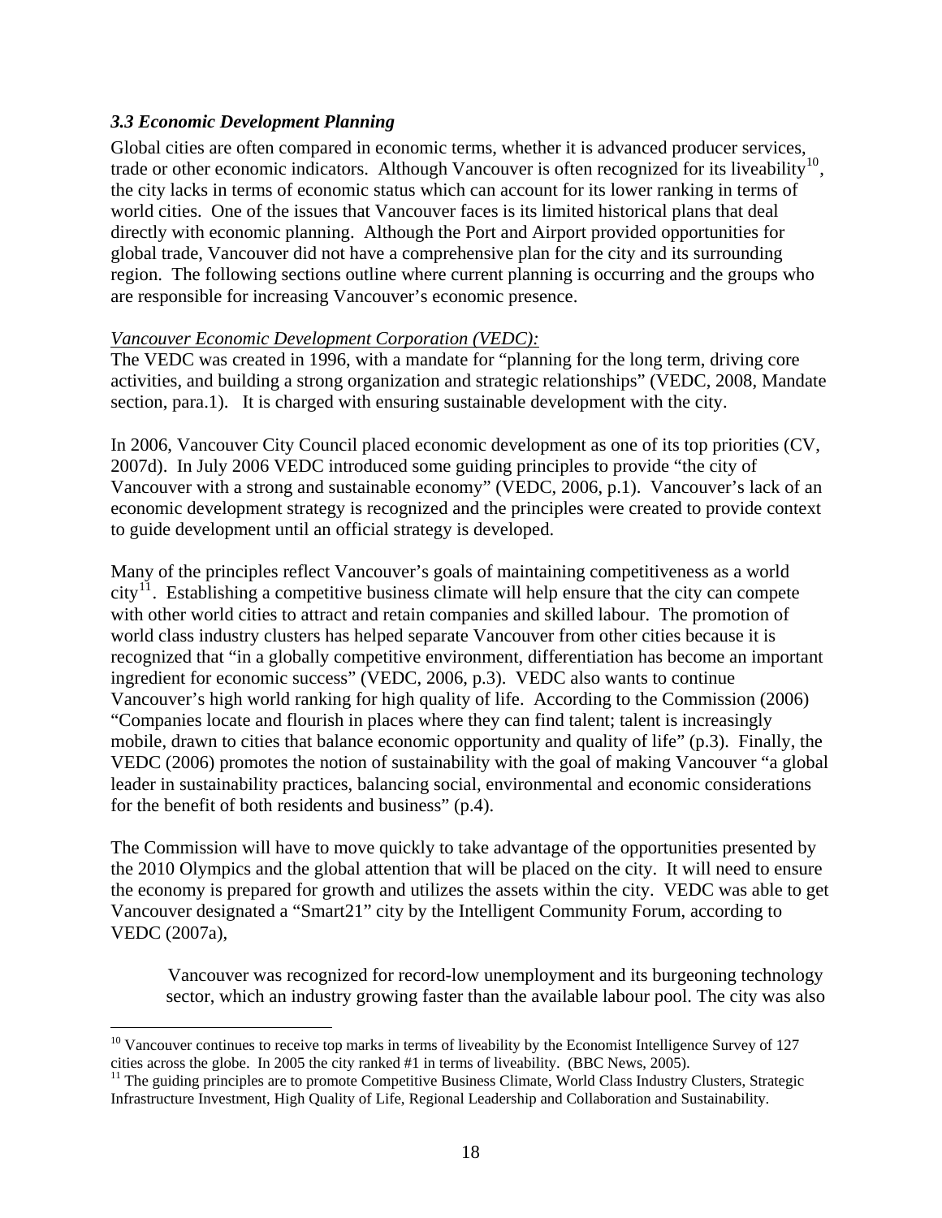### *3.3 Economic Development Planning*

Global cities are often compared in economic terms, whether it is advanced producer services, trade or other economic indicators. Although Vancouver is often recognized for its liveability[10], the city lacks in terms of economic status which can account for its lower ranking in terms of world cities. One of the issues that Vancouver faces is its limited historical plans that deal directly with economic planning. Although the Port and Airport provided opportunities for global trade, Vancouver did not have a comprehensive plan for the city and its surrounding region. The following sections outline where current planning is occurring and the groups who are responsible for increasing Vancouver's economic presence.

*Vancouver Economic Development Corporation (VEDC):*

The VEDC was created in 1996, with a mandate for "planning for the long term, driving core activities, and building a strong organization and strategic relationships" (VEDC, 2008, Mandate section, para.1). It is charged with ensuring sustainable development with the city.

In 2006, Vancouver City Council placed economic development as one of its top priorities (CV, 2007d). In July 2006 VEDC introduced some guiding principles to provide "the city of Vancouver with a strong and sustainable economy" (VEDC, 2006, p.1). Vancouver's lack of an economic development strategy is recognized and the principles were created to provide context to guide development until an official strategy is developed.

Many of the principles reflect Vancouver's goals of maintaining competitiveness as a world city[11]. Establishing a competitive business climate will help ensure that the city can compete with other world cities to attract and retain companies and skilled labour. The promotion of world class industry clusters has helped separate Vancouver from other cities because it is recognized that "in a globally competitive environment, differentiation has become an important ingredient for economic success" (VEDC, 2006, p.3). VEDC also wants to continue Vancouver's high world ranking for high quality of life. According to the Commission (2006) "Companies locate and flourish in places where they can find talent; talent is increasingly mobile, drawn to cities that balance economic opportunity and quality of life" (p.3). Finally, the VEDC (2006) promotes the notion of sustainability with the goal of making Vancouver "a global leader in sustainability practices, balancing social, environmental and economic considerations for the benefit of both residents and business" (p.4).

The Commission will have to move quickly to take advantage of the opportunities presented by the 2010 Olympics and the global attention that will be placed on the city. It will need to ensure the economy is prepared for growth and utilizes the assets within the city. VEDC was able to get Vancouver designated a "Smart21" city by the Intelligent Community Forum, according to VEDC (2007a),

> Vancouver was recognized for record-low unemployment and its burgeoning technology sector, which an industry growing faster than the available labour pool. The city was also

---

[10] Vancouver continues to receive top marks in terms of liveability by the Economist Intelligence Survey of 127 cities across the globe. In 2005 the city ranked #1 in terms of liveability. (BBC News, 2005).

[11] The guiding principles are to promote Competitive Business Climate, World Class Industry Clusters, Strategic Infrastructure Investment, High Quality of Life, Regional Leadership and Collaboration and Sustainability.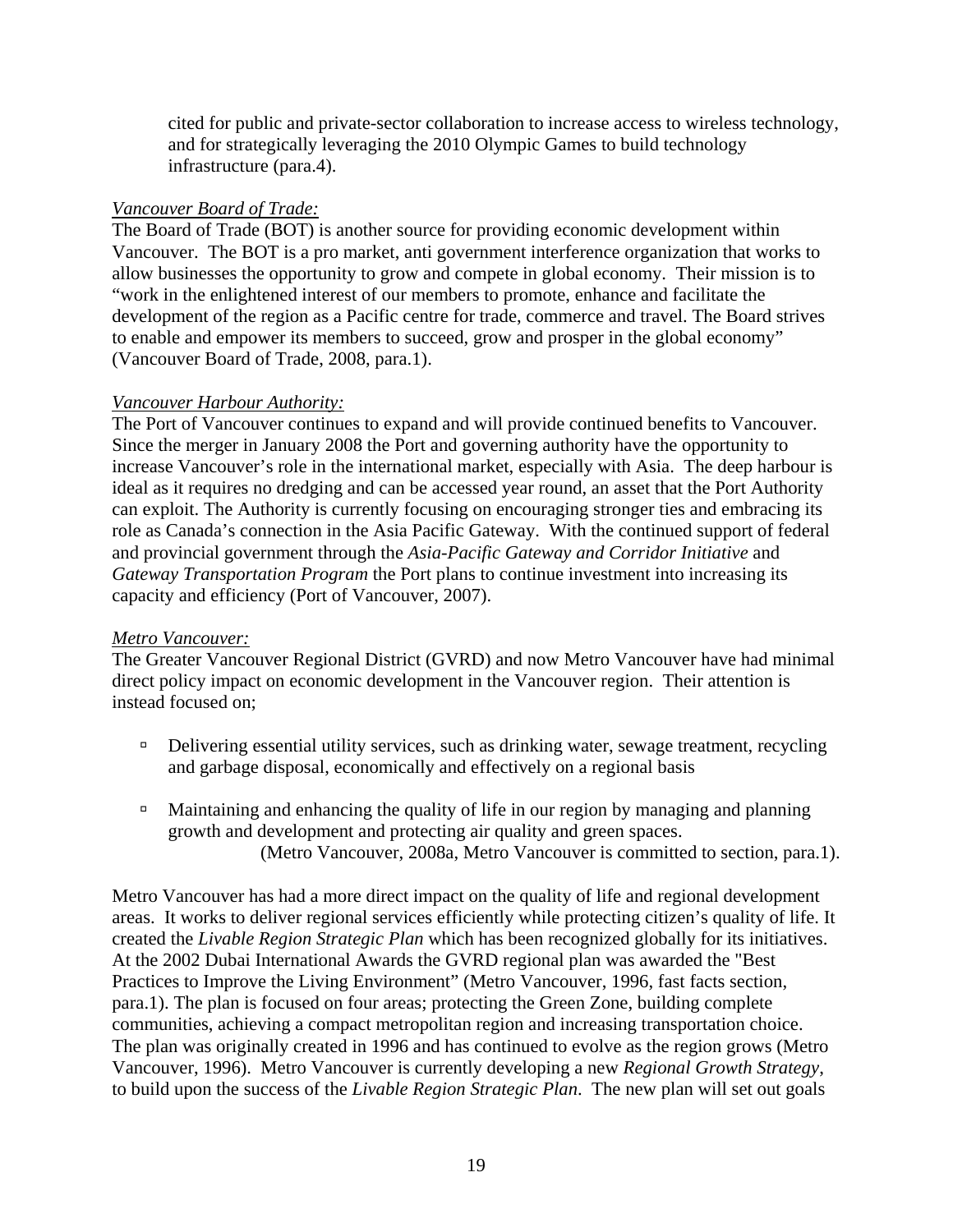cited for public and private-sector collaboration to increase access to wireless technology, and for strategically leveraging the 2010 Olympic Games to build technology infrastructure (para.4).

*Vancouver Board of Trade:*

The Board of Trade (BOT) is another source for providing economic development within Vancouver. The BOT is a pro market, anti government interference organization that works to allow businesses the opportunity to grow and compete in global economy. Their mission is to "work in the enlightened interest of our members to promote, enhance and facilitate the development of the region as a Pacific centre for trade, commerce and travel. The Board strives to enable and empower its members to succeed, grow and prosper in the global economy" (Vancouver Board of Trade, 2008, para.1).

*Vancouver Harbour Authority:*

The Port of Vancouver continues to expand and will provide continued benefits to Vancouver. Since the merger in January 2008 the Port and governing authority have the opportunity to increase Vancouver's role in the international market, especially with Asia. The deep harbour is ideal as it requires no dredging and can be accessed year round, an asset that the Port Authority can exploit. The Authority is currently focusing on encouraging stronger ties and embracing its role as Canada's connection in the Asia Pacific Gateway. With the continued support of federal and provincial government through the *Asia-Pacific Gateway and Corridor Initiative* and *Gateway Transportation Program* the Port plans to continue investment into increasing its capacity and efficiency (Port of Vancouver, 2007).

*Metro Vancouver:*

The Greater Vancouver Regional District (GVRD) and now Metro Vancouver have had minimal direct policy impact on economic development in the Vancouver region. Their attention is instead focused on;

- Delivering essential utility services, such as drinking water, sewage treatment, recycling and garbage disposal, economically and effectively on a regional basis
- Maintaining and enhancing the quality of life in our region by managing and planning growth and development and protecting air quality and green spaces.
  (Metro Vancouver, 2008a, Metro Vancouver is committed to section, para.1).

Metro Vancouver has had a more direct impact on the quality of life and regional development areas. It works to deliver regional services efficiently while protecting citizen's quality of life. It created the *Livable Region Strategic Plan* which has been recognized globally for its initiatives. At the 2002 Dubai International Awards the GVRD regional plan was awarded the "Best Practices to Improve the Living Environment" (Metro Vancouver, 1996, fast facts section, para.1). The plan is focused on four areas; protecting the Green Zone, building complete communities, achieving a compact metropolitan region and increasing transportation choice. The plan was originally created in 1996 and has continued to evolve as the region grows (Metro Vancouver, 1996). Metro Vancouver is currently developing a new *Regional Growth Strategy*, to build upon the success of the *Livable Region Strategic Plan*. The new plan will set out goals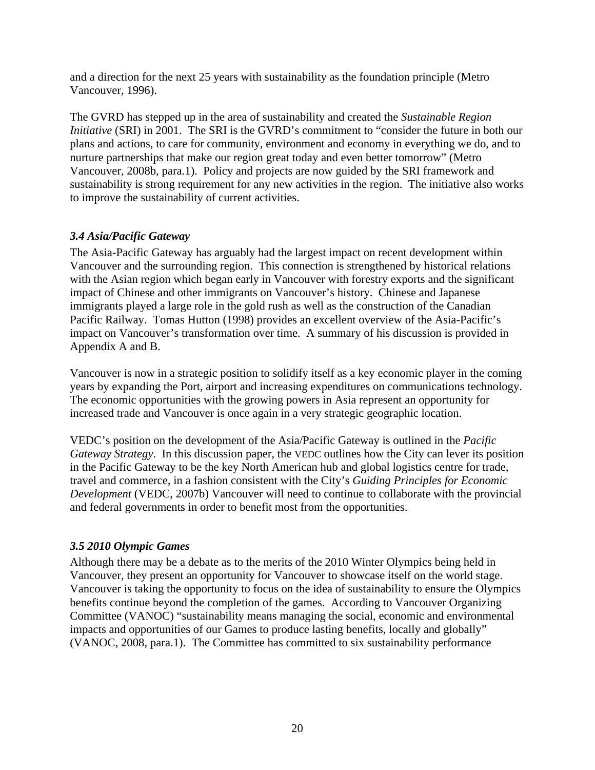and a direction for the next 25 years with sustainability as the foundation principle (Metro Vancouver, 1996).

The GVRD has stepped up in the area of sustainability and created the *Sustainable Region Initiative* (SRI) in 2001. The SRI is the GVRD's commitment to "consider the future in both our plans and actions, to care for community, environment and economy in everything we do, and to nurture partnerships that make our region great today and even better tomorrow" (Metro Vancouver, 2008b, para.1). Policy and projects are now guided by the SRI framework and sustainability is strong requirement for any new activities in the region. The initiative also works to improve the sustainability of current activities.

### *3.4 Asia/Pacific Gateway*

The Asia-Pacific Gateway has arguably had the largest impact on recent development within Vancouver and the surrounding region. This connection is strengthened by historical relations with the Asian region which began early in Vancouver with forestry exports and the significant impact of Chinese and other immigrants on Vancouver's history. Chinese and Japanese immigrants played a large role in the gold rush as well as the construction of the Canadian Pacific Railway. Tomas Hutton (1998) provides an excellent overview of the Asia-Pacific's impact on Vancouver's transformation over time. A summary of his discussion is provided in Appendix A and B.

Vancouver is now in a strategic position to solidify itself as a key economic player in the coming years by expanding the Port, airport and increasing expenditures on communications technology. The economic opportunities with the growing powers in Asia represent an opportunity for increased trade and Vancouver is once again in a very strategic geographic location.

VEDC's position on the development of the Asia/Pacific Gateway is outlined in the *Pacific Gateway Strategy*. In this discussion paper, the VEDC outlines how the City can lever its position in the Pacific Gateway to be the key North American hub and global logistics centre for trade, travel and commerce, in a fashion consistent with the City's *Guiding Principles for Economic Development* (VEDC, 2007b) Vancouver will need to continue to collaborate with the provincial and federal governments in order to benefit most from the opportunities.

### *3.5 2010 Olympic Games*

Although there may be a debate as to the merits of the 2010 Winter Olympics being held in Vancouver, they present an opportunity for Vancouver to showcase itself on the world stage. Vancouver is taking the opportunity to focus on the idea of sustainability to ensure the Olympics benefits continue beyond the completion of the games. According to Vancouver Organizing Committee (VANOC) "sustainability means managing the social, economic and environmental impacts and opportunities of our Games to produce lasting benefits, locally and globally" (VANOC, 2008, para.1). The Committee has committed to six sustainability performance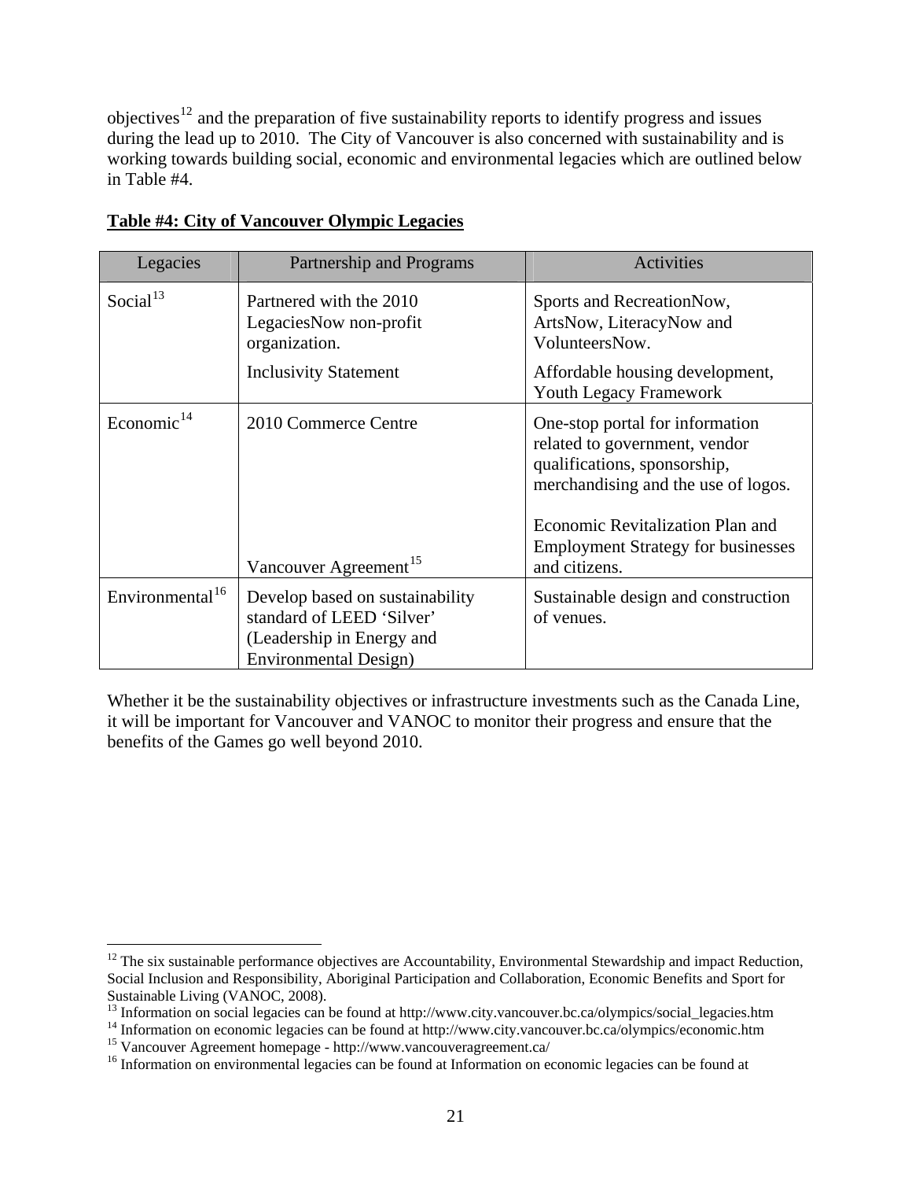objectives[12] and the preparation of five sustainability reports to identify progress and issues during the lead up to 2010. The City of Vancouver is also concerned with sustainability and is working towards building social, economic and environmental legacies which are outlined below in Table #4.

**Table #4: City of Vancouver Olympic Legacies**

| Legacies | Partnership and Programs | Activities |
|---|---|---|
| Social[13] | Partnered with the 2010 LegaciesNow non-profit organization. | Sports and RecreationNow, ArtsNow, LiteracyNow and VolunteersNow. |
| | Inclusivity Statement | Affordable housing development, Youth Legacy Framework |
| Economic[14] | 2010 Commerce Centre | One-stop portal for information related to government, vendor qualifications, sponsorship, merchandising and the use of logos. |
| | Vancouver Agreement[15] | Economic Revitalization Plan and Employment Strategy for businesses and citizens. |
| Environmental[16] | Develop based on sustainability standard of LEED 'Silver' (Leadership in Energy and Environmental Design) | Sustainable design and construction of venues. |

Whether it be the sustainability objectives or infrastructure investments such as the Canada Line, it will be important for Vancouver and VANOC to monitor their progress and ensure that the benefits of the Games go well beyond 2010.

[12] The six sustainable performance objectives are Accountability, Environmental Stewardship and impact Reduction, Social Inclusion and Responsibility, Aboriginal Participation and Collaboration, Economic Benefits and Sport for Sustainable Living (VANOC, 2008).

[13] Information on social legacies can be found at http://www.city.vancouver.bc.ca/olympics/social_legacies.htm

[14] Information on economic legacies can be found at http://www.city.vancouver.bc.ca/olympics/economic.htm

[15] Vancouver Agreement homepage - http://www.vancouveragreement.ca/

[16] Information on environmental legacies can be found at Information on economic legacies can be found at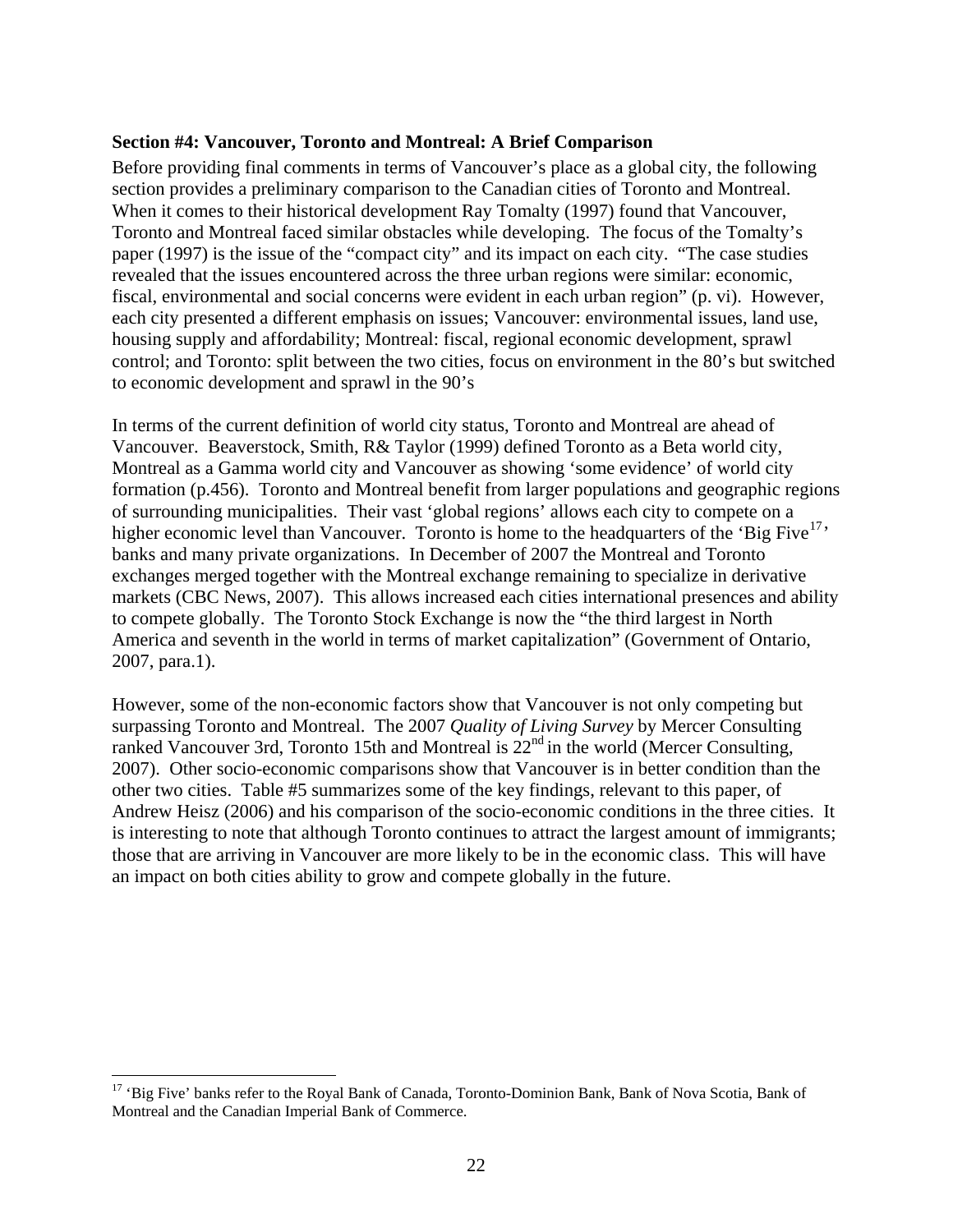**Section #4: Vancouver, Toronto and Montreal: A Brief Comparison**

Before providing final comments in terms of Vancouver's place as a global city, the following section provides a preliminary comparison to the Canadian cities of Toronto and Montreal. When it comes to their historical development Ray Tomalty (1997) found that Vancouver, Toronto and Montreal faced similar obstacles while developing. The focus of the Tomalty's paper (1997) is the issue of the "compact city" and its impact on each city. "The case studies revealed that the issues encountered across the three urban regions were similar: economic, fiscal, environmental and social concerns were evident in each urban region" (p. vi). However, each city presented a different emphasis on issues; Vancouver: environmental issues, land use, housing supply and affordability; Montreal: fiscal, regional economic development, sprawl control; and Toronto: split between the two cities, focus on environment in the 80's but switched to economic development and sprawl in the 90's

In terms of the current definition of world city status, Toronto and Montreal are ahead of Vancouver. Beaverstock, Smith, R& Taylor (1999) defined Toronto as a Beta world city, Montreal as a Gamma world city and Vancouver as showing 'some evidence' of world city formation (p.456). Toronto and Montreal benefit from larger populations and geographic regions of surrounding municipalities. Their vast 'global regions' allows each city to compete on a higher economic level than Vancouver. Toronto is home to the headquarters of the 'Big Five[17]' banks and many private organizations. In December of 2007 the Montreal and Toronto exchanges merged together with the Montreal exchange remaining to specialize in derivative markets (CBC News, 2007). This allows increased each cities international presences and ability to compete globally. The Toronto Stock Exchange is now the "the third largest in North America and seventh in the world in terms of market capitalization" (Government of Ontario, 2007, para.1).

However, some of the non-economic factors show that Vancouver is not only competing but surpassing Toronto and Montreal. The 2007 *Quality of Living Survey* by Mercer Consulting ranked Vancouver 3rd, Toronto 15th and Montreal is 22nd in the world (Mercer Consulting, 2007). Other socio-economic comparisons show that Vancouver is in better condition than the other two cities. Table #5 summarizes some of the key findings, relevant to this paper, of Andrew Heisz (2006) and his comparison of the socio-economic conditions in the three cities. It is interesting to note that although Toronto continues to attract the largest amount of immigrants; those that are arriving in Vancouver are more likely to be in the economic class. This will have an impact on both cities ability to grow and compete globally in the future.

[17] 'Big Five' banks refer to the Royal Bank of Canada, Toronto-Dominion Bank, Bank of Nova Scotia, Bank of Montreal and the Canadian Imperial Bank of Commerce.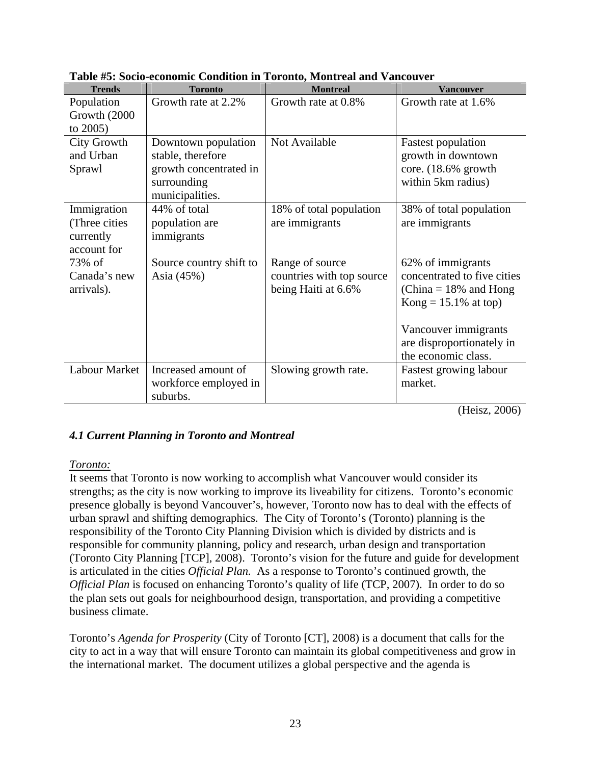**Table #5: Socio-economic Condition in Toronto, Montreal and Vancouver**

| Trends | Toronto | Montreal | Vancouver |
|---|---|---|---|
| Population Growth (2000 to 2005) | Growth rate at 2.2% | Growth rate at 0.8% | Growth rate at 1.6% |
| City Growth and Urban Sprawl | Downtown population stable, therefore growth concentrated in surrounding municipalities. | Not Available | Fastest population growth in downtown core. (18.6% growth within 5km radius) |
| Immigration (Three cities currently account for 73% of Canada's new arrivals). | 44% of total population are immigrants<br><br>Source country shift to Asia (45%) | 18% of total population are immigrants<br><br>Range of source countries with top source being Haiti at 6.6% | 38% of total population are immigrants<br><br>62% of immigrants concentrated to five cities (China = 18% and Hong Kong = 15.1% at top)<br><br>Vancouver immigrants are disproportionately in the economic class. |
| Labour Market | Increased amount of workforce employed in suburbs. | Slowing growth rate. | Fastest growing labour market. |

(Heisz, 2006)

### *4.1 Current Planning in Toronto and Montreal*

*Toronto:*

It seems that Toronto is now working to accomplish what Vancouver would consider its strengths; as the city is now working to improve its liveability for citizens. Toronto's economic presence globally is beyond Vancouver's, however, Toronto now has to deal with the effects of urban sprawl and shifting demographics. The City of Toronto's (Toronto) planning is the responsibility of the Toronto City Planning Division which is divided by districts and is responsible for community planning, policy and research, urban design and transportation (Toronto City Planning [TCP], 2008). Toronto's vision for the future and guide for development is articulated in the cities *Official Plan.* As a response to Toronto's continued growth, the *Official Plan* is focused on enhancing Toronto's quality of life (TCP, 2007). In order to do so the plan sets out goals for neighbourhood design, transportation, and providing a competitive business climate.

Toronto's *Agenda for Prosperity* (City of Toronto [CT], 2008) is a document that calls for the city to act in a way that will ensure Toronto can maintain its global competitiveness and grow in the international market. The document utilizes a global perspective and the agenda is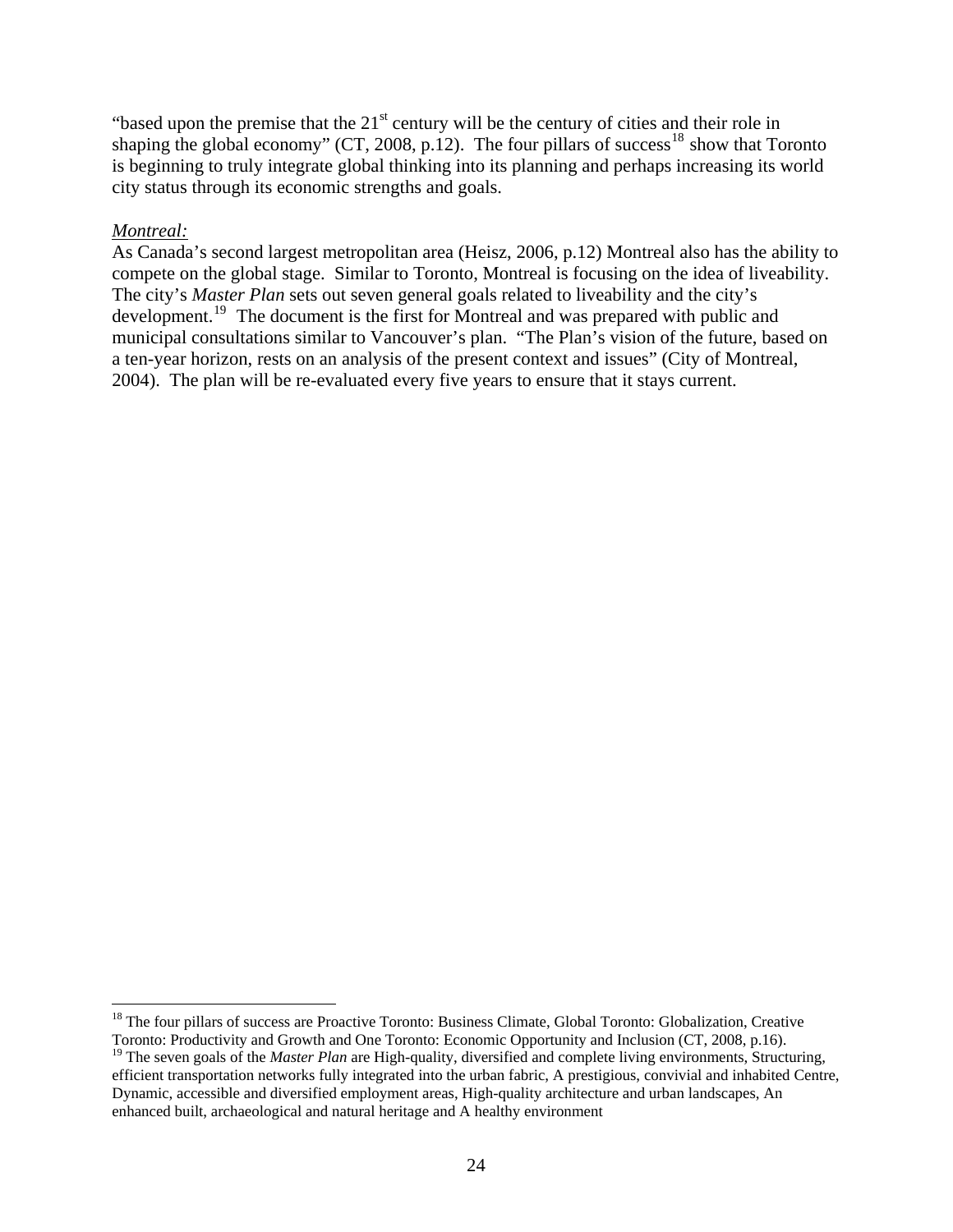"based upon the premise that the 21st century will be the century of cities and their role in shaping the global economy" (CT, 2008, p.12). The four pillars of success[18] show that Toronto is beginning to truly integrate global thinking into its planning and perhaps increasing its world city status through its economic strengths and goals.

*Montreal:*

As Canada's second largest metropolitan area (Heisz, 2006, p.12) Montreal also has the ability to compete on the global stage. Similar to Toronto, Montreal is focusing on the idea of liveability. The city's *Master Plan* sets out seven general goals related to liveability and the city's development.[19] The document is the first for Montreal and was prepared with public and municipal consultations similar to Vancouver's plan. "The Plan's vision of the future, based on a ten-year horizon, rests on an analysis of the present context and issues" (City of Montreal, 2004). The plan will be re-evaluated every five years to ensure that it stays current.

---

[18] The four pillars of success are Proactive Toronto: Business Climate, Global Toronto: Globalization, Creative Toronto: Productivity and Growth and One Toronto: Economic Opportunity and Inclusion (CT, 2008, p.16).

[19] The seven goals of the *Master Plan* are High-quality, diversified and complete living environments, Structuring, efficient transportation networks fully integrated into the urban fabric, A prestigious, convivial and inhabited Centre, Dynamic, accessible and diversified employment areas, High-quality architecture and urban landscapes, An enhanced built, archaeological and natural heritage and A healthy environment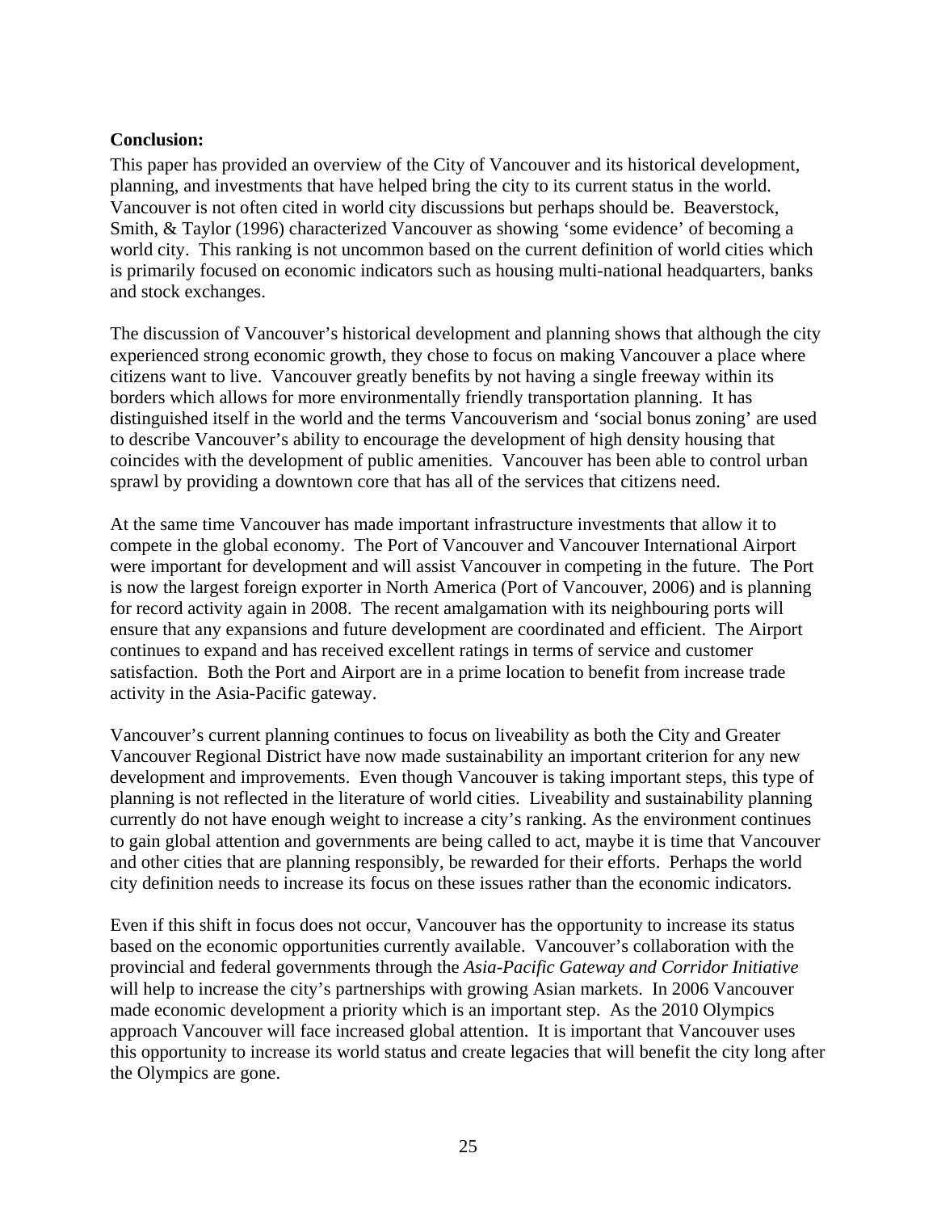**Conclusion:**

This paper has provided an overview of the City of Vancouver and its historical development, planning, and investments that have helped bring the city to its current status in the world. Vancouver is not often cited in world city discussions but perhaps should be. Beaverstock, Smith, & Taylor (1996) characterized Vancouver as showing 'some evidence' of becoming a world city. This ranking is not uncommon based on the current definition of world cities which is primarily focused on economic indicators such as housing multi-national headquarters, banks and stock exchanges.

The discussion of Vancouver's historical development and planning shows that although the city experienced strong economic growth, they chose to focus on making Vancouver a place where citizens want to live. Vancouver greatly benefits by not having a single freeway within its borders which allows for more environmentally friendly transportation planning. It has distinguished itself in the world and the terms Vancouverism and 'social bonus zoning' are used to describe Vancouver's ability to encourage the development of high density housing that coincides with the development of public amenities. Vancouver has been able to control urban sprawl by providing a downtown core that has all of the services that citizens need.

At the same time Vancouver has made important infrastructure investments that allow it to compete in the global economy. The Port of Vancouver and Vancouver International Airport were important for development and will assist Vancouver in competing in the future. The Port is now the largest foreign exporter in North America (Port of Vancouver, 2006) and is planning for record activity again in 2008. The recent amalgamation with its neighbouring ports will ensure that any expansions and future development are coordinated and efficient. The Airport continues to expand and has received excellent ratings in terms of service and customer satisfaction. Both the Port and Airport are in a prime location to benefit from increase trade activity in the Asia-Pacific gateway.

Vancouver's current planning continues to focus on liveability as both the City and Greater Vancouver Regional District have now made sustainability an important criterion for any new development and improvements. Even though Vancouver is taking important steps, this type of planning is not reflected in the literature of world cities. Liveability and sustainability planning currently do not have enough weight to increase a city's ranking. As the environment continues to gain global attention and governments are being called to act, maybe it is time that Vancouver and other cities that are planning responsibly, be rewarded for their efforts. Perhaps the world city definition needs to increase its focus on these issues rather than the economic indicators.

Even if this shift in focus does not occur, Vancouver has the opportunity to increase its status based on the economic opportunities currently available. Vancouver's collaboration with the provincial and federal governments through the *Asia-Pacific Gateway and Corridor Initiative* will help to increase the city's partnerships with growing Asian markets. In 2006 Vancouver made economic development a priority which is an important step. As the 2010 Olympics approach Vancouver will face increased global attention. It is important that Vancouver uses this opportunity to increase its world status and create legacies that will benefit the city long after the Olympics are gone.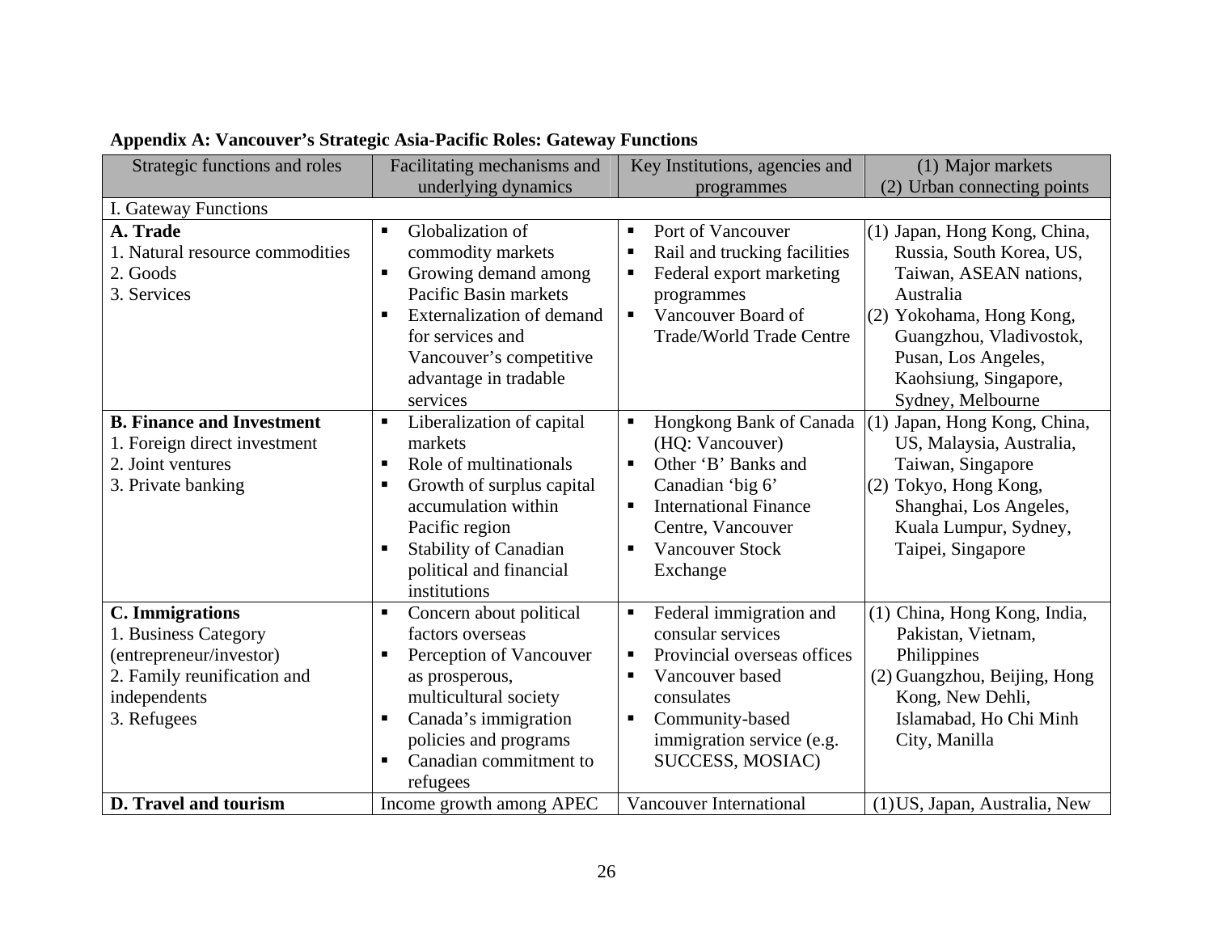**Appendix A: Vancouver's Strategic Asia-Pacific Roles: Gateway Functions**

| Strategic functions and roles | Facilitating mechanisms and underlying dynamics | Key Institutions, agencies and programmes | (1) Major markets (2) Urban connecting points |
|---|---|---|---|
| I. Gateway Functions | | | |
| **A. Trade**<br>1. Natural resource commodities<br>2. Goods<br>3. Services | ▪ Globalization of commodity markets<br>▪ Growing demand among Pacific Basin markets<br>▪ Externalization of demand for services and Vancouver's competitive advantage in tradable services | ▪ Port of Vancouver<br>▪ Rail and trucking facilities<br>▪ Federal export marketing programmes<br>▪ Vancouver Board of Trade/World Trade Centre | (1) Japan, Hong Kong, China, Russia, South Korea, US, Taiwan, ASEAN nations, Australia<br>(2) Yokohama, Hong Kong, Guangzhou, Vladivostok, Pusan, Los Angeles, Kaohsiung, Singapore, Sydney, Melbourne |
| **B. Finance and Investment**<br>1. Foreign direct investment<br>2. Joint ventures<br>3. Private banking | ▪ Liberalization of capital markets<br>▪ Role of multinationals<br>▪ Growth of surplus capital accumulation within Pacific region<br>▪ Stability of Canadian political and financial institutions | ▪ Hongkong Bank of Canada (HQ: Vancouver)<br>▪ Other 'B' Banks and Canadian 'big 6'<br>▪ International Finance Centre, Vancouver<br>▪ Vancouver Stock Exchange | (1) Japan, Hong Kong, China, US, Malaysia, Australia, Taiwan, Singapore<br>(2) Tokyo, Hong Kong, Shanghai, Los Angeles, Kuala Lumpur, Sydney, Taipei, Singapore |
| **C. Immigrations**<br>1. Business Category (entrepreneur/investor)<br>2. Family reunification and independents<br>3. Refugees | ▪ Concern about political factors overseas<br>▪ Perception of Vancouver as prosperous, multicultural society<br>▪ Canada's immigration policies and programs<br>▪ Canadian commitment to refugees | ▪ Federal immigration and consular services<br>▪ Provincial overseas offices<br>▪ Vancouver based consulates<br>▪ Community-based immigration service (e.g. SUCCESS, MOSIAC) | (1) China, Hong Kong, India, Pakistan, Vietnam, Philippines<br>(2) Guangzhou, Beijing, Hong Kong, New Dehli, Islamabad, Ho Chi Minh City, Manilla |
| **D. Travel and tourism** | Income growth among APEC | Vancouver International | (1) US, Japan, Australia, New |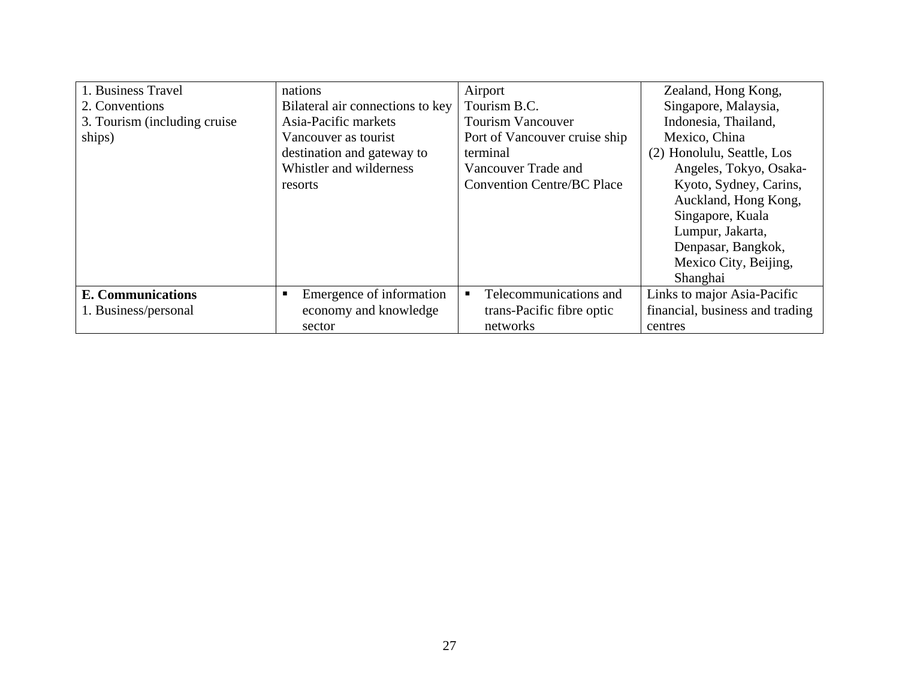| | | | |
|---|---|---|---|
| 1. Business Travel<br>2. Conventions<br>3. Tourism (including cruise ships) | nations<br>Bilateral air connections to key Asia-Pacific markets<br>Vancouver as tourist destination and gateway to Whistler and wilderness resorts | Airport<br>Tourism B.C.<br>Tourism Vancouver<br>Port of Vancouver cruise ship terminal<br>Vancouver Trade and Convention Centre/BC Place | Zealand, Hong Kong, Singapore, Malaysia, Indonesia, Thailand, Mexico, China<br>(2) Honolulu, Seattle, Los Angeles, Tokyo, Osaka-Kyoto, Sydney, Carins, Auckland, Hong Kong, Singapore, Kuala Lumpur, Jakarta, Denpasar, Bangkok, Mexico City, Beijing, Shanghai |
| **E. Communications**<br>1. Business/personal | ▪ Emergence of information economy and knowledge sector | ▪ Telecommunications and trans-Pacific fibre optic networks | Links to major Asia-Pacific financial, business and trading centres |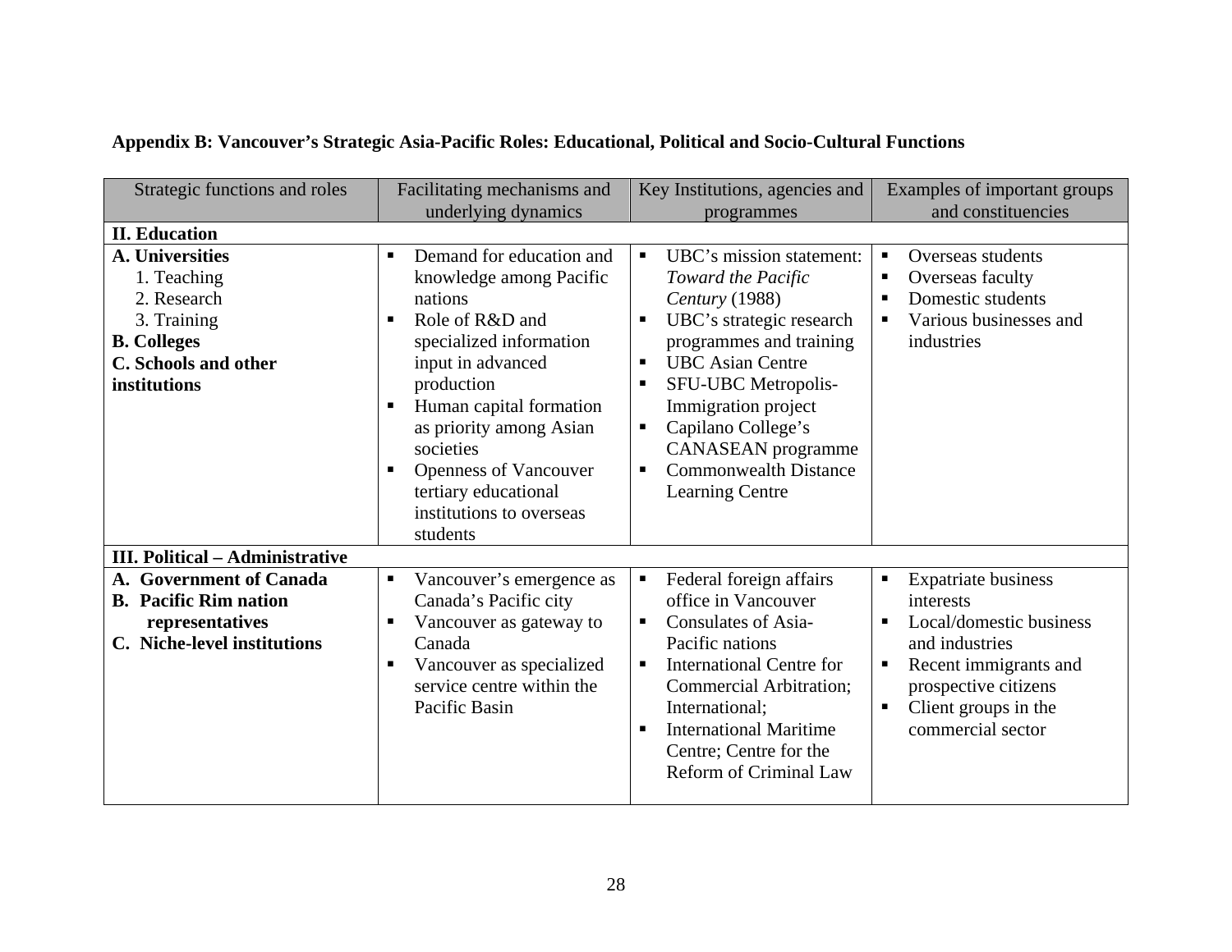**Appendix B: Vancouver's Strategic Asia-Pacific Roles: Educational, Political and Socio-Cultural Functions**

| Strategic functions and roles | Facilitating mechanisms and underlying dynamics | Key Institutions, agencies and programmes | Examples of important groups and constituencies |
|---|---|---|---|
| **II. Education** | | | |
| **A. Universities**<br>1. Teaching<br>2. Research<br>3. Training<br>**B. Colleges**<br>**C. Schools and other institutions** | ▪ Demand for education and knowledge among Pacific nations<br>▪ Role of R&D and specialized information input in advanced production<br>▪ Human capital formation as priority among Asian societies<br>▪ Openness of Vancouver tertiary educational institutions to overseas students | ▪ UBC's mission statement: *Toward the Pacific Century* (1988)<br>▪ UBC's strategic research programmes and training<br>▪ UBC Asian Centre<br>▪ SFU-UBC Metropolis-Immigration project<br>▪ Capilano College's CANASEAN programme<br>▪ Commonwealth Distance Learning Centre | ▪ Overseas students<br>▪ Overseas faculty<br>▪ Domestic students<br>▪ Various businesses and industries |
| **III. Political – Administrative** | | | |
| **A. Government of Canada**<br>**B. Pacific Rim nation representatives**<br>**C. Niche-level institutions** | ▪ Vancouver's emergence as Canada's Pacific city<br>▪ Vancouver as gateway to Canada<br>▪ Vancouver as specialized service centre within the Pacific Basin | ▪ Federal foreign affairs office in Vancouver<br>▪ Consulates of Asia-Pacific nations<br>▪ International Centre for Commercial Arbitration; International;<br>▪ International Maritime Centre; Centre for the Reform of Criminal Law | ▪ Expatriate business interests<br>▪ Local/domestic business and industries<br>▪ Recent immigrants and prospective citizens<br>▪ Client groups in the commercial sector |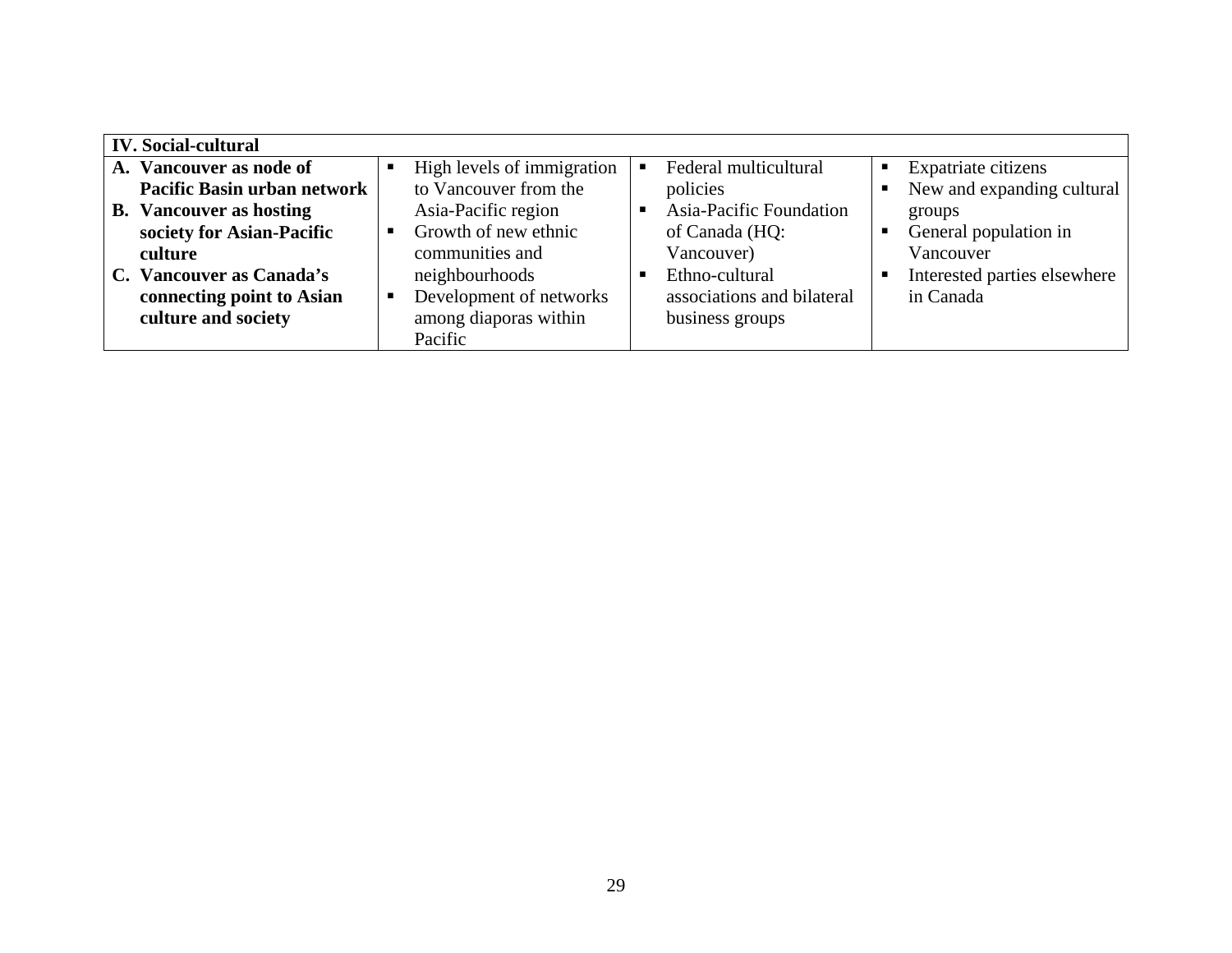| IV. Social-cultural | | | |
|---|---|---|---|
| **A. Vancouver as node of Pacific Basin urban network**<br>**B. Vancouver as hosting society for Asian-Pacific culture**<br>**C. Vancouver as Canada's connecting point to Asian culture and society** | ▪ High levels of immigration to Vancouver from the Asia-Pacific region<br>▪ Growth of new ethnic communities and neighbourhoods<br>▪ Development of networks among diaporas within Pacific | ▪ Federal multicultural policies<br>▪ Asia-Pacific Foundation of Canada (HQ: Vancouver)<br>▪ Ethno-cultural associations and bilateral business groups | ▪ Expatriate citizens<br>▪ New and expanding cultural groups<br>▪ General population in Vancouver<br>▪ Interested parties elsewhere in Canada |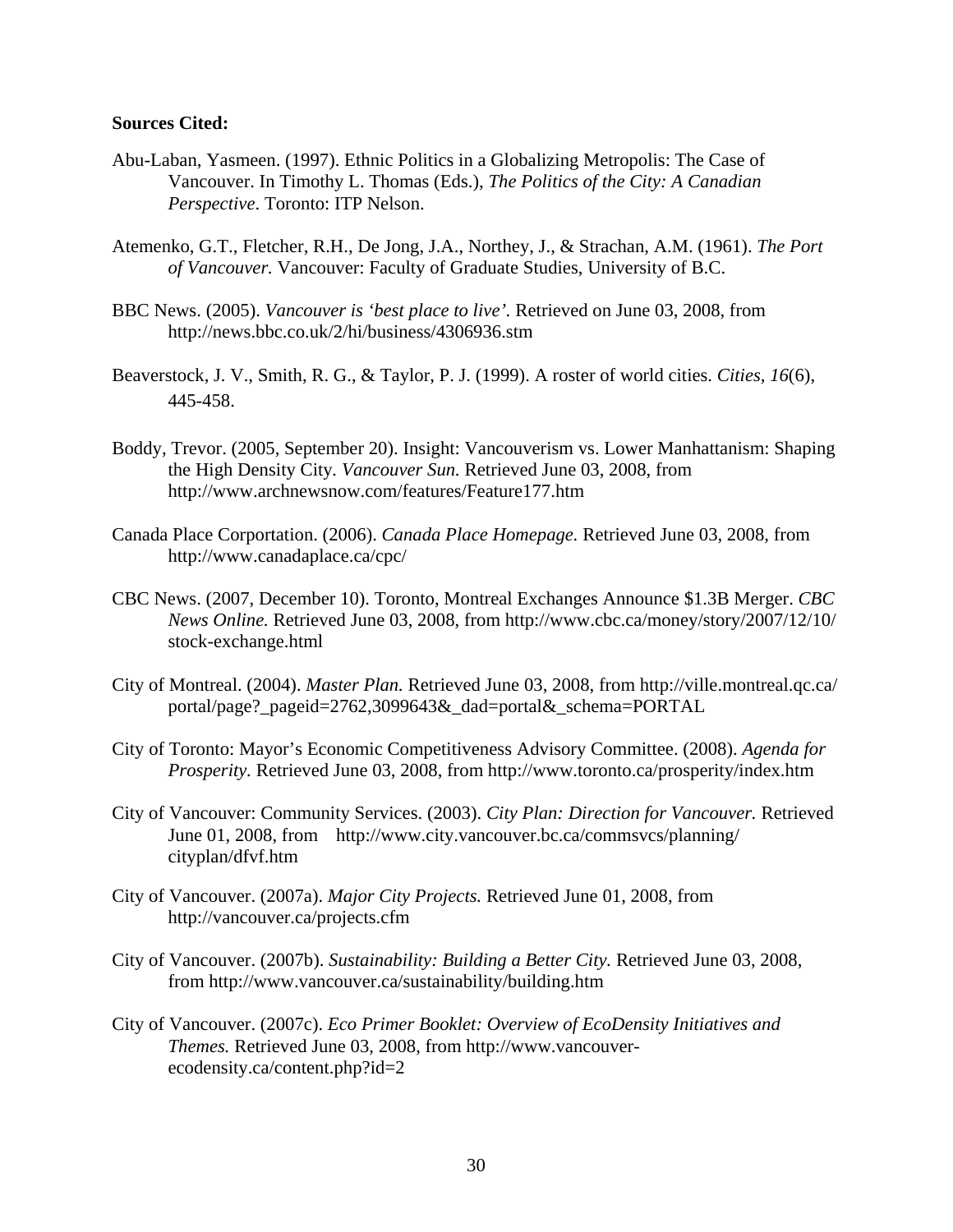**Sources Cited:**

Abu-Laban, Yasmeen. (1997). Ethnic Politics in a Globalizing Metropolis: The Case of Vancouver. In Timothy L. Thomas (Eds.), *The Politics of the City: A Canadian Perspective*. Toronto: ITP Nelson.

Atemenko, G.T., Fletcher, R.H., De Jong, J.A., Northey, J., & Strachan, A.M. (1961). *The Port of Vancouver.* Vancouver: Faculty of Graduate Studies, University of B.C.

BBC News. (2005). *Vancouver is 'best place to live'.* Retrieved on June 03, 2008, from http://news.bbc.co.uk/2/hi/business/4306936.stm

Beaverstock, J. V., Smith, R. G., & Taylor, P. J. (1999). A roster of world cities. *Cities, 16*(6), 445-458.

Boddy, Trevor. (2005, September 20). Insight: Vancouverism vs. Lower Manhattanism: Shaping the High Density City. *Vancouver Sun.* Retrieved June 03, 2008, from http://www.archnewsnow.com/features/Feature177.htm

Canada Place Corportation. (2006). *Canada Place Homepage.* Retrieved June 03, 2008, from http://www.canadaplace.ca/cpc/

CBC News. (2007, December 10). Toronto, Montreal Exchanges Announce $1.3B Merger. *CBC News Online.* Retrieved June 03, 2008, from http://www.cbc.ca/money/story/2007/12/10/stock-exchange.html

City of Montreal. (2004). *Master Plan.* Retrieved June 03, 2008, from http://ville.montreal.qc.ca/portal/page?_pageid=2762,3099643&_dad=portal&_schema=PORTAL

City of Toronto: Mayor's Economic Competitiveness Advisory Committee. (2008). *Agenda for Prosperity*. Retrieved June 03, 2008, from http://www.toronto.ca/prosperity/index.htm

City of Vancouver: Community Services. (2003). *City Plan: Direction for Vancouver.* Retrieved June 01, 2008, from http://www.city.vancouver.bc.ca/commsvcs/planning/cityplan/dfvf.htm

City of Vancouver. (2007a). *Major City Projects.* Retrieved June 01, 2008, from http://vancouver.ca/projects.cfm

City of Vancouver. (2007b). *Sustainability: Building a Better City.* Retrieved June 03, 2008, from http://www.vancouver.ca/sustainability/building.htm

City of Vancouver. (2007c). *Eco Primer Booklet: Overview of EcoDensity Initiatives and Themes.* Retrieved June 03, 2008, from http://www.vancouver-ecodensity.ca/content.php?id=2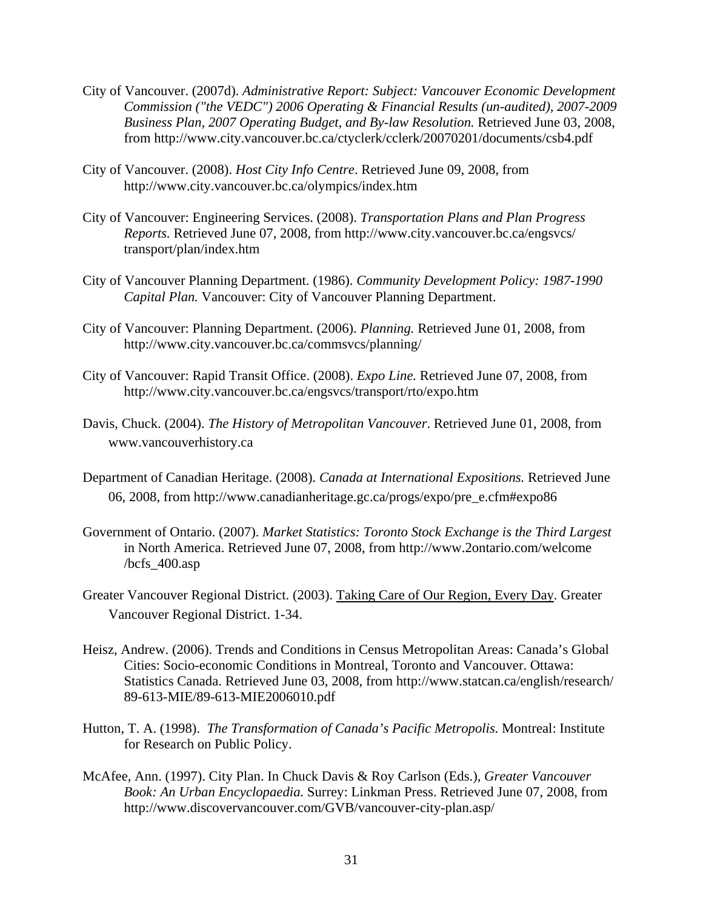City of Vancouver. (2007d). *Administrative Report: Subject: Vancouver Economic Development Commission ("the VEDC") 2006 Operating & Financial Results (un-audited), 2007-2009 Business Plan, 2007 Operating Budget, and By-law Resolution.* Retrieved June 03, 2008, from http://www.city.vancouver.bc.ca/ctyclerk/cclerk/20070201/documents/csb4.pdf

City of Vancouver. (2008). *Host City Info Centre*. Retrieved June 09, 2008, from http://www.city.vancouver.bc.ca/olympics/index.htm

City of Vancouver: Engineering Services. (2008). *Transportation Plans and Plan Progress Reports.* Retrieved June 07, 2008, from http://www.city.vancouver.bc.ca/engsvcs/ transport/plan/index.htm

City of Vancouver Planning Department. (1986). *Community Development Policy: 1987-1990 Capital Plan.* Vancouver: City of Vancouver Planning Department.

City of Vancouver: Planning Department. (2006). *Planning.* Retrieved June 01, 2008, from http://www.city.vancouver.bc.ca/commsvcs/planning/

City of Vancouver: Rapid Transit Office. (2008). *Expo Line.* Retrieved June 07, 2008, from http://www.city.vancouver.bc.ca/engsvcs/transport/rto/expo.htm

Davis, Chuck. (2004). *The History of Metropolitan Vancouver*. Retrieved June 01, 2008, from www.vancouverhistory.ca

Department of Canadian Heritage. (2008). *Canada at International Expositions.* Retrieved June 06, 2008, from http://www.canadianheritage.gc.ca/progs/expo/pre_e.cfm#expo86

Government of Ontario. (2007). *Market Statistics: Toronto Stock Exchange is the Third Largest* in North America. Retrieved June 07, 2008, from http://www.2ontario.com/welcome /bcfs_400.asp

Greater Vancouver Regional District. (2003). Taking Care of Our Region, Every Day. Greater Vancouver Regional District. 1-34.

Heisz, Andrew. (2006). Trends and Conditions in Census Metropolitan Areas: Canada's Global Cities: Socio-economic Conditions in Montreal, Toronto and Vancouver. Ottawa: Statistics Canada. Retrieved June 03, 2008, from http://www.statcan.ca/english/research/ 89-613-MIE/89-613-MIE2006010.pdf

Hutton, T. A. (1998). *The Transformation of Canada's Pacific Metropolis.* Montreal: Institute for Research on Public Policy.

McAfee, Ann. (1997). City Plan. In Chuck Davis & Roy Carlson (Eds.), *Greater Vancouver Book: An Urban Encyclopaedia.* Surrey: Linkman Press. Retrieved June 07, 2008, from http://www.discovervancouver.com/GVB/vancouver-city-plan.asp/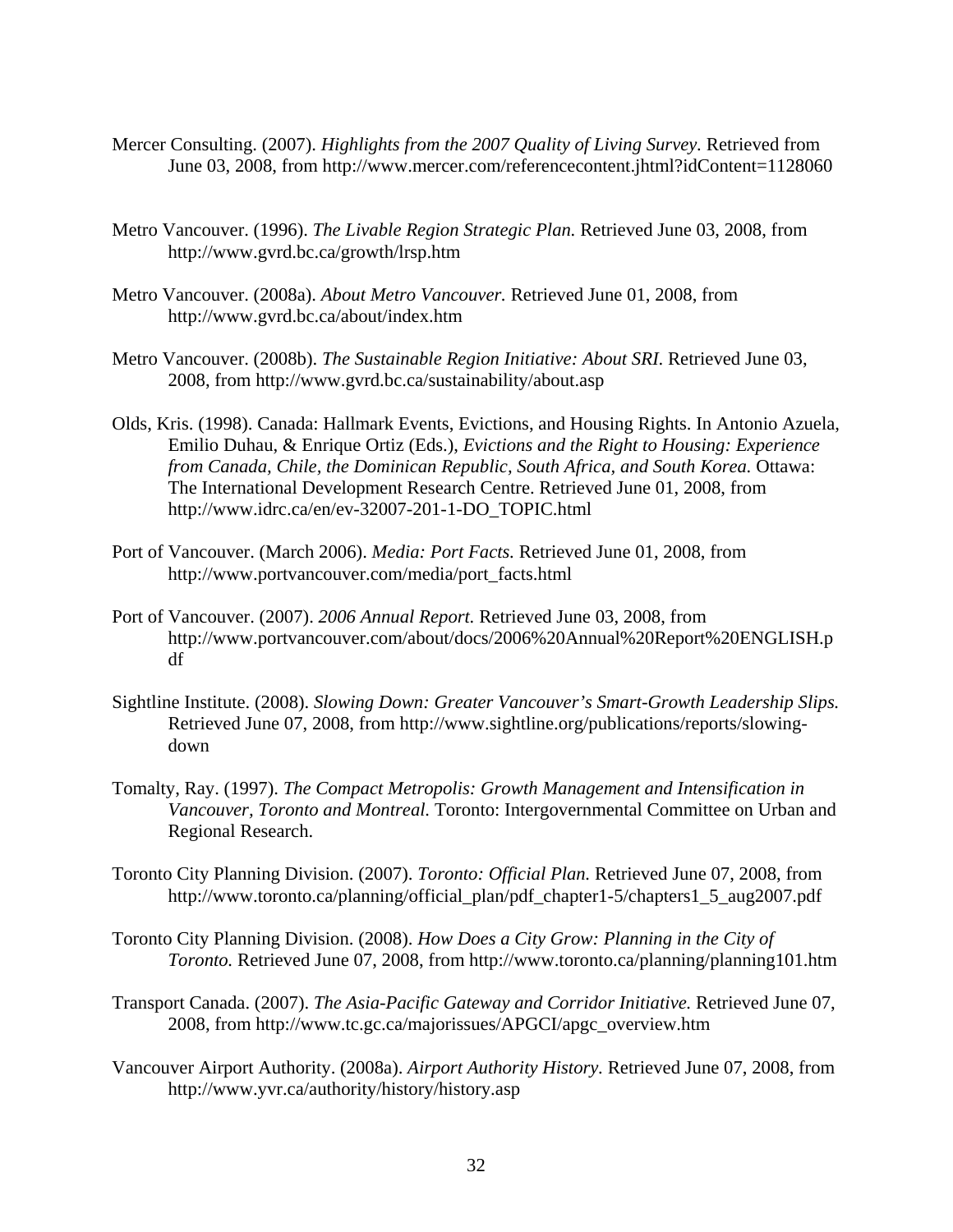Mercer Consulting. (2007). *Highlights from the 2007 Quality of Living Survey*. Retrieved from June 03, 2008, from http://www.mercer.com/referencecontent.jhtml?idContent=1128060

Metro Vancouver. (1996). *The Livable Region Strategic Plan.* Retrieved June 03, 2008, from http://www.gvrd.bc.ca/growth/lrsp.htm

Metro Vancouver. (2008a). *About Metro Vancouver.* Retrieved June 01, 2008, from http://www.gvrd.bc.ca/about/index.htm

Metro Vancouver. (2008b). *The Sustainable Region Initiative: About SRI.* Retrieved June 03, 2008, from http://www.gvrd.bc.ca/sustainability/about.asp

Olds, Kris. (1998). Canada: Hallmark Events, Evictions, and Housing Rights. In Antonio Azuela, Emilio Duhau, & Enrique Ortiz (Eds.), *Evictions and the Right to Housing: Experience from Canada, Chile, the Dominican Republic, South Africa, and South Korea.* Ottawa: The International Development Research Centre. Retrieved June 01, 2008, from http://www.idrc.ca/en/ev-32007-201-1-DO_TOPIC.html

Port of Vancouver. (March 2006). *Media: Port Facts.* Retrieved June 01, 2008, from http://www.portvancouver.com/media/port_facts.html

Port of Vancouver. (2007). *2006 Annual Report.* Retrieved June 03, 2008, from http://www.portvancouver.com/about/docs/2006%20Annual%20Report%20ENGLISH.pdf

Sightline Institute. (2008). *Slowing Down: Greater Vancouver's Smart-Growth Leadership Slips.* Retrieved June 07, 2008, from http://www.sightline.org/publications/reports/slowing-down

Tomalty, Ray. (1997). *The Compact Metropolis: Growth Management and Intensification in Vancouver, Toronto and Montreal.* Toronto: Intergovernmental Committee on Urban and Regional Research.

Toronto City Planning Division. (2007). *Toronto: Official Plan.* Retrieved June 07, 2008, from http://www.toronto.ca/planning/official_plan/pdf_chapter1-5/chapters1_5_aug2007.pdf

Toronto City Planning Division. (2008). *How Does a City Grow: Planning in the City of Toronto.* Retrieved June 07, 2008, from http://www.toronto.ca/planning/planning101.htm

Transport Canada. (2007). *The Asia-Pacific Gateway and Corridor Initiative.* Retrieved June 07, 2008, from http://www.tc.gc.ca/majorissues/APGCI/apgc_overview.htm

Vancouver Airport Authority. (2008a). *Airport Authority History.* Retrieved June 07, 2008, from http://www.yvr.ca/authority/history/history.asp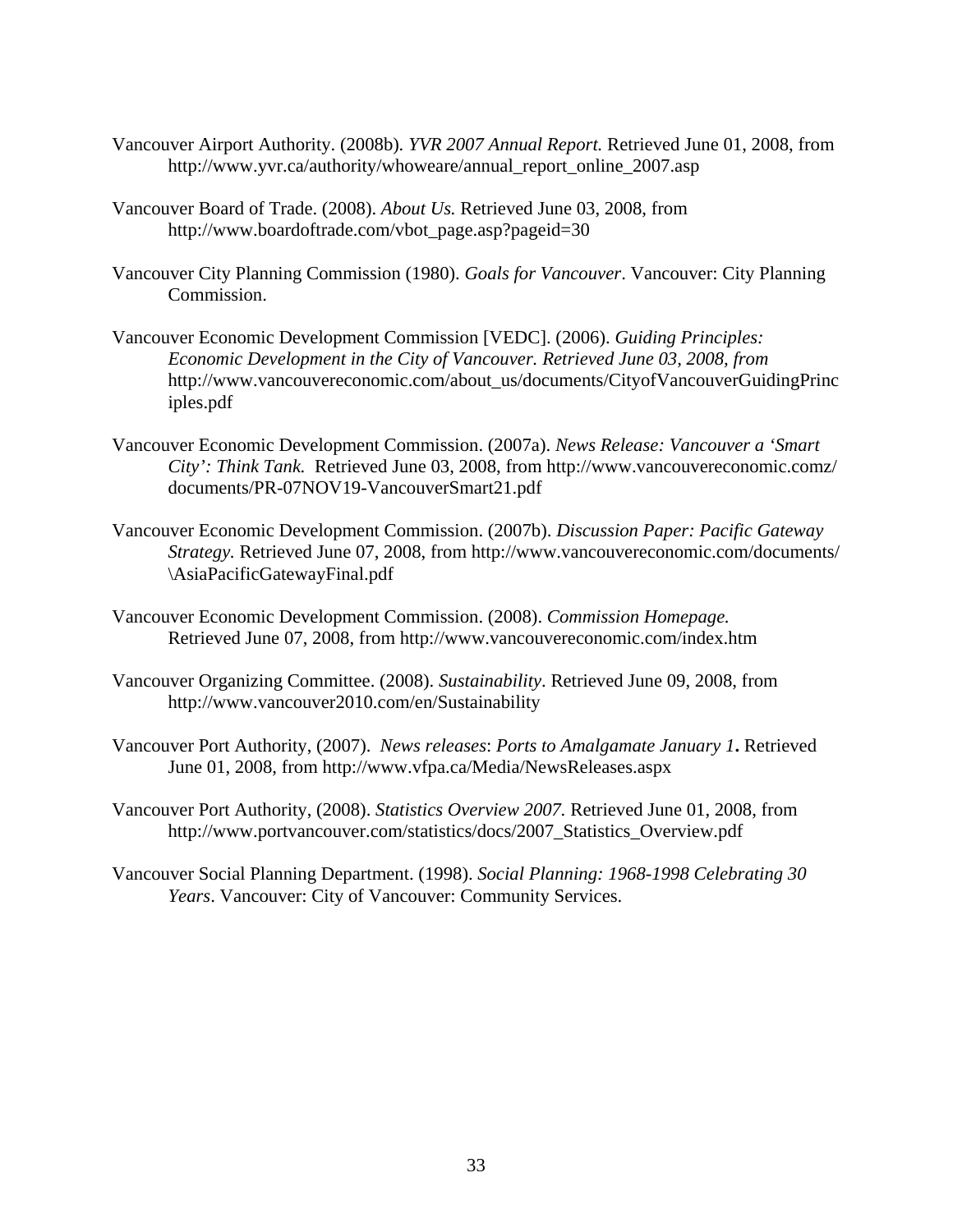Vancouver Airport Authority. (2008b). *YVR 2007 Annual Report.* Retrieved June 01, 2008, from http://www.yvr.ca/authority/whoweare/annual_report_online_2007.asp

Vancouver Board of Trade. (2008). *About Us.* Retrieved June 03, 2008, from http://www.boardoftrade.com/vbot_page.asp?pageid=30

Vancouver City Planning Commission (1980). *Goals for Vancouver*. Vancouver: City Planning Commission.

Vancouver Economic Development Commission [VEDC]. (2006). *Guiding Principles: Economic Development in the City of Vancouver. Retrieved June 03, 2008, from* http://www.vancouvereconomic.com/about_us/documents/CityofVancouverGuidingPrinciples.pdf

Vancouver Economic Development Commission. (2007a). *News Release: Vancouver a 'Smart City': Think Tank.* Retrieved June 03, 2008, from http://www.vancouvereconomic.comz/documents/PR-07NOV19-VancouverSmart21.pdf

Vancouver Economic Development Commission. (2007b). *Discussion Paper: Pacific Gateway Strategy.* Retrieved June 07, 2008, from http://www.vancouvereconomic.com/documents/\AsiaPacificGatewayFinal.pdf

Vancouver Economic Development Commission. (2008). *Commission Homepage.* Retrieved June 07, 2008, from http://www.vancouvereconomic.com/index.htm

Vancouver Organizing Committee. (2008). *Sustainability*. Retrieved June 09, 2008, from http://www.vancouver2010.com/en/Sustainability

Vancouver Port Authority, (2007). *News releases*: *Ports to Amalgamate January 1***.** Retrieved June 01, 2008, from http://www.vfpa.ca/Media/NewsReleases.aspx

Vancouver Port Authority, (2008). *Statistics Overview 2007.* Retrieved June 01, 2008, from http://www.portvancouver.com/statistics/docs/2007_Statistics_Overview.pdf

Vancouver Social Planning Department. (1998). *Social Planning: 1968-1998 Celebrating 30 Years*. Vancouver: City of Vancouver: Community Services.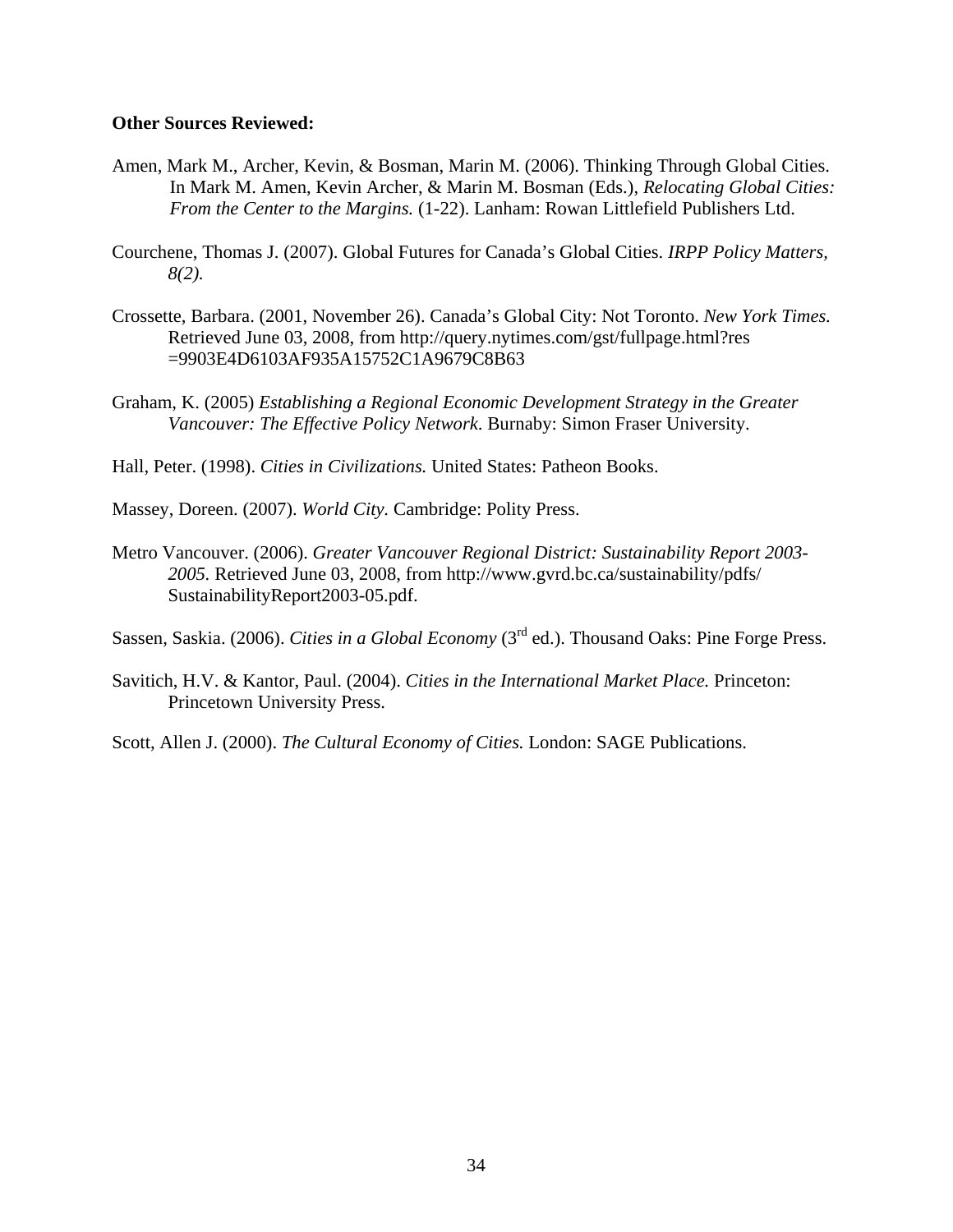**Other Sources Reviewed:**

Amen, Mark M., Archer, Kevin, & Bosman, Marin M. (2006). Thinking Through Global Cities. In Mark M. Amen, Kevin Archer, & Marin M. Bosman (Eds.), *Relocating Global Cities: From the Center to the Margins.* (1-22). Lanham: Rowan Littlefield Publishers Ltd.

Courchene, Thomas J. (2007). Global Futures for Canada's Global Cities. *IRPP Policy Matters, 8(2).*

Crossette, Barbara. (2001, November 26). Canada's Global City: Not Toronto. *New York Times.* Retrieved June 03, 2008, from http://query.nytimes.com/gst/fullpage.html?res =9903E4D6103AF935A15752C1A9679C8B63

Graham, K. (2005) *Establishing a Regional Economic Development Strategy in the Greater Vancouver: The Effective Policy Network*. Burnaby: Simon Fraser University.

Hall, Peter. (1998). *Cities in Civilizations.* United States: Patheon Books.

Massey, Doreen. (2007). *World City.* Cambridge: Polity Press.

Metro Vancouver. (2006). *Greater Vancouver Regional District: Sustainability Report 2003-2005.* Retrieved June 03, 2008, from http://www.gvrd.bc.ca/sustainability/pdfs/ SustainabilityReport2003-05.pdf.

Sassen, Saskia. (2006). *Cities in a Global Economy* (3rd ed.). Thousand Oaks: Pine Forge Press.

Savitich, H.V. & Kantor, Paul. (2004). *Cities in the International Market Place.* Princeton: Princetown University Press.

Scott, Allen J. (2000). *The Cultural Economy of Cities.* London: SAGE Publications.